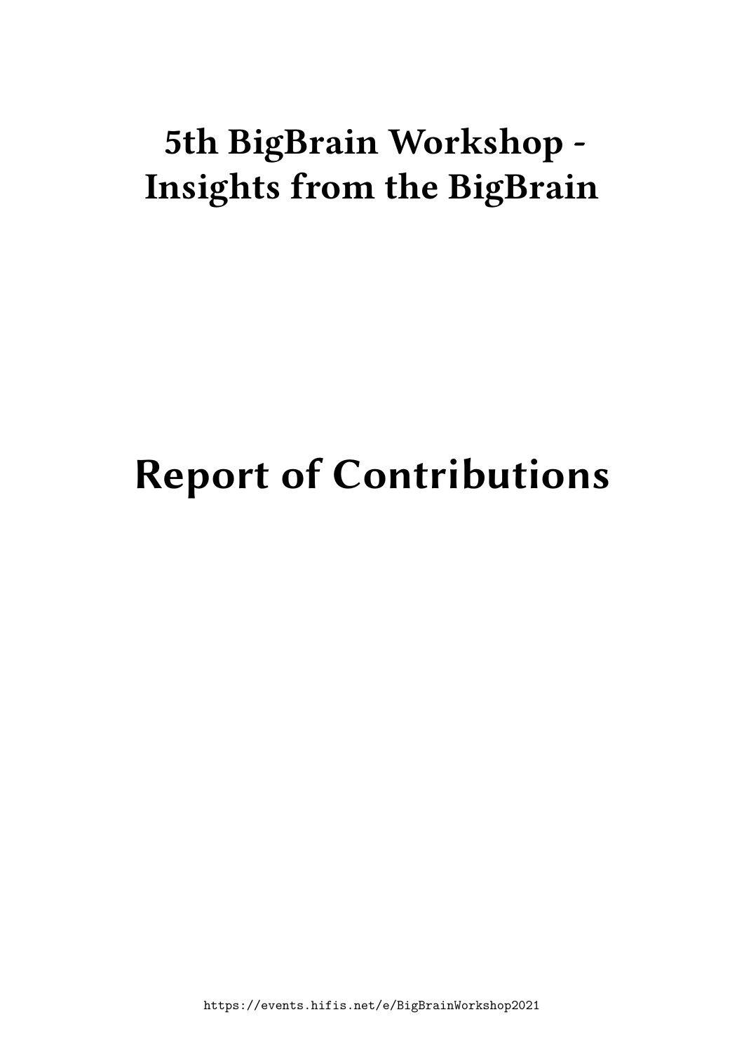# 5th BigBrain Workshop - Insights from the BigBrain

# Report of Contributions

https://events.hifis.net/e/BigBrainWorkshop2021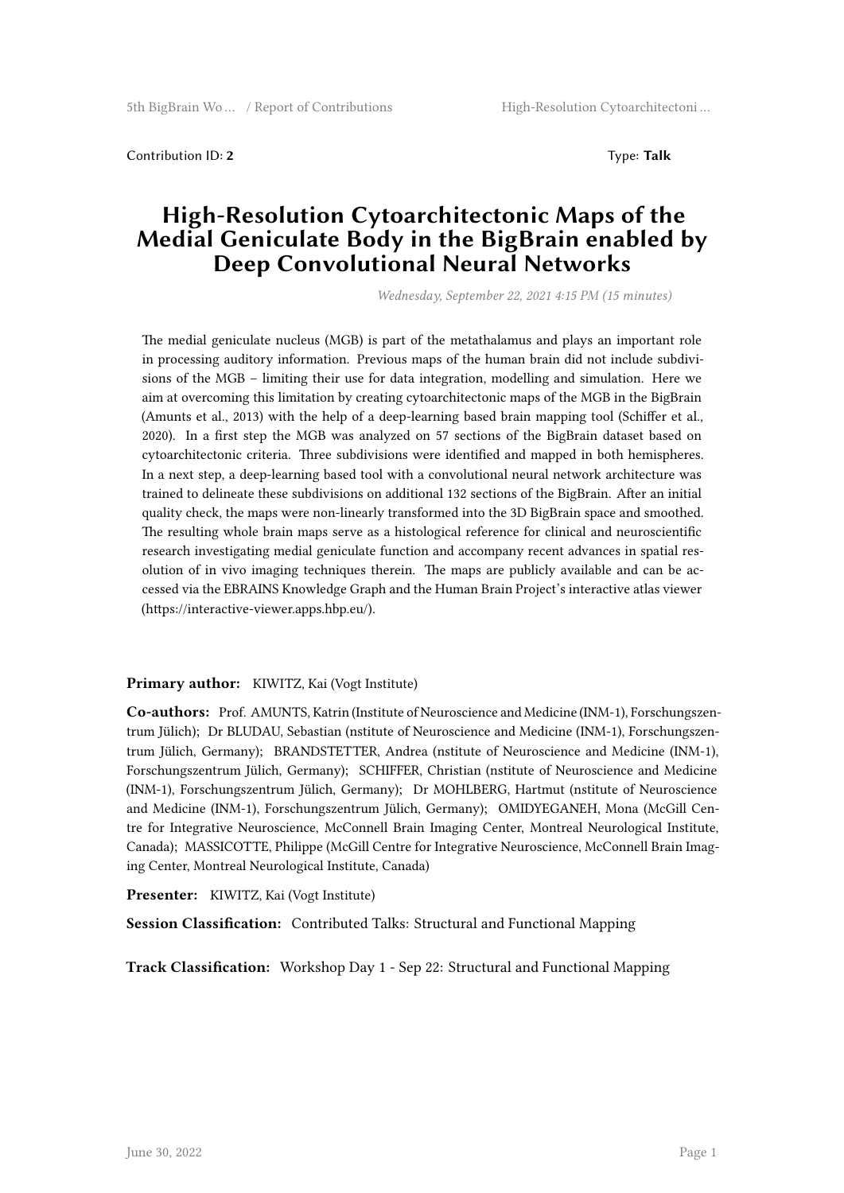Contribution ID: **2**

Type: **Talk**

# High-Resolution Cytoarchitectonic Maps of the Medial Geniculate Body in the BigBrain enabled by Deep Convolutional Neural Networks

*Wednesday, September 22, 2021 4:15 PM (15 minutes)*

The medial geniculate nucleus (MGB) is part of the metathalamus and plays an important role in processing auditory information. Previous maps of the human brain did not include subdivisions of the MGB – limiting their use for data integration, modelling and simulation. Here we aim at overcoming this limitation by creating cytoarchitectonic maps of the MGB in the BigBrain (Amunts et al., 2013) with the help of a deep-learning based brain mapping tool (Schiffer et al., 2020). In a first step the MGB was analyzed on 57 sections of the BigBrain dataset based on cytoarchitectonic criteria. Three subdivisions were identified and mapped in both hemispheres. In a next step, a deep-learning based tool with a convolutional neural network architecture was trained to delineate these subdivisions on additional 132 sections of the BigBrain. After an initial quality check, the maps were non-linearly transformed into the 3D BigBrain space and smoothed. The resulting whole brain maps serve as a histological reference for clinical and neuroscientific research investigating medial geniculate function and accompany recent advances in spatial resolution of in vivo imaging techniques therein. The maps are publicly available and can be accessed via the EBRAINS Knowledge Graph and the Human Brain Project's interactive atlas viewer (https://interactive-viewer.apps.hbp.eu/).

**Primary author:** KIWITZ, Kai (Vogt Institute)

**Co-authors:** Prof. AMUNTS, Katrin (Institute of Neuroscience and Medicine (INM-1), Forschungszentrum Jülich); Dr BLUDAU, Sebastian (nstitute of Neuroscience and Medicine (INM-1), Forschungszentrum Jülich, Germany); BRANDSTETTER, Andrea (nstitute of Neuroscience and Medicine (INM-1), Forschungszentrum Jülich, Germany); SCHIFFER, Christian (nstitute of Neuroscience and Medicine (INM-1), Forschungszentrum Jülich, Germany); Dr MOHLBERG, Hartmut (nstitute of Neuroscience and Medicine (INM-1), Forschungszentrum Jülich, Germany); OMIDYEGANEH, Mona (McGill Centre for Integrative Neuroscience, McConnell Brain Imaging Center, Montreal Neurological Institute, Canada); MASSICOTTE, Philippe (McGill Centre for Integrative Neuroscience, McConnell Brain Imaging Center, Montreal Neurological Institute, Canada)

**Presenter:** KIWITZ, Kai (Vogt Institute)

**Session Classification:** Contributed Talks: Structural and Functional Mapping

**Track Classification:** Workshop Day 1 - Sep 22: Structural and Functional Mapping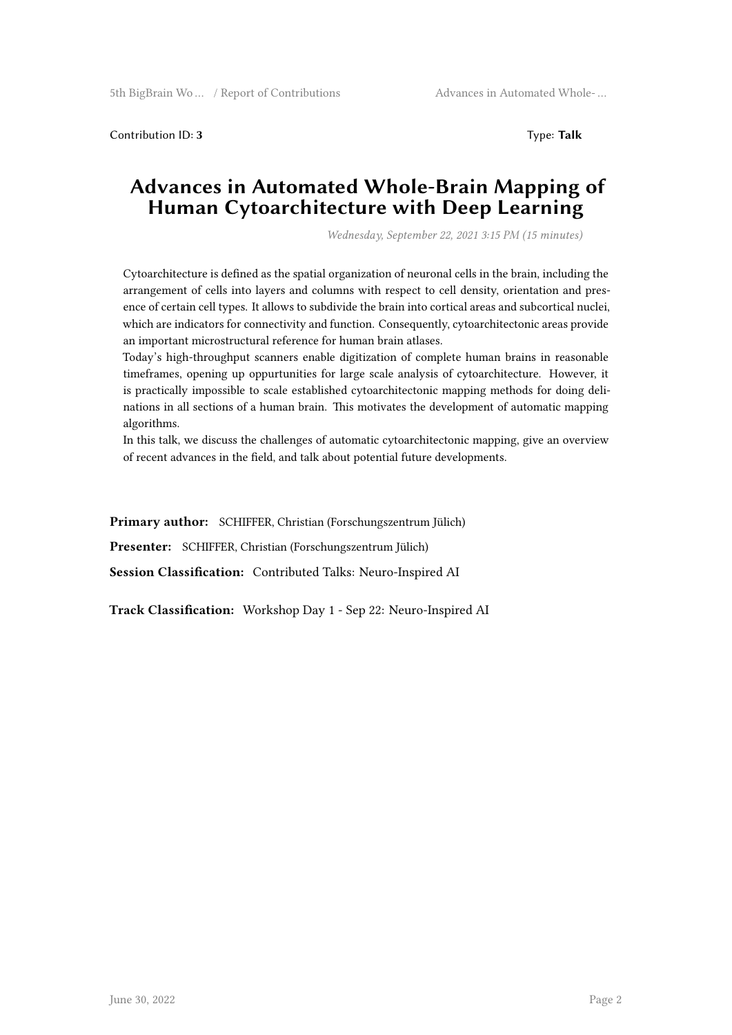Contribution ID: **3**

Type: **Talk**

# Advances in Automated Whole-Brain Mapping of Human Cytoarchitecture with Deep Learning

*Wednesday, September 22, 2021 3:15 PM (15 minutes)*

Cytoarchitecture is defined as the spatial organization of neuronal cells in the brain, including the arrangement of cells into layers and columns with respect to cell density, orientation and presence of certain cell types. It allows to subdivide the brain into cortical areas and subcortical nuclei, which are indicators for connectivity and function. Consequently, cytoarchitectonic areas provide an important microstructural reference for human brain atlases.

Today's high-throughput scanners enable digitization of complete human brains in reasonable timeframes, opening up oppurtunities for large scale analysis of cytoarchitecture. However, it is practically impossible to scale established cytoarchitectonic mapping methods for doing delinations in all sections of a human brain. This motivates the development of automatic mapping algorithms.

In this talk, we discuss the challenges of automatic cytoarchitectonic mapping, give an overview of recent advances in the field, and talk about potential future developments.

**Primary author:** SCHIFFER, Christian (Forschungszentrum Jülich)

**Presenter:** SCHIFFER, Christian (Forschungszentrum Jülich)

**Session Classification:** Contributed Talks: Neuro-Inspired AI

**Track Classification:** Workshop Day 1 - Sep 22: Neuro-Inspired AI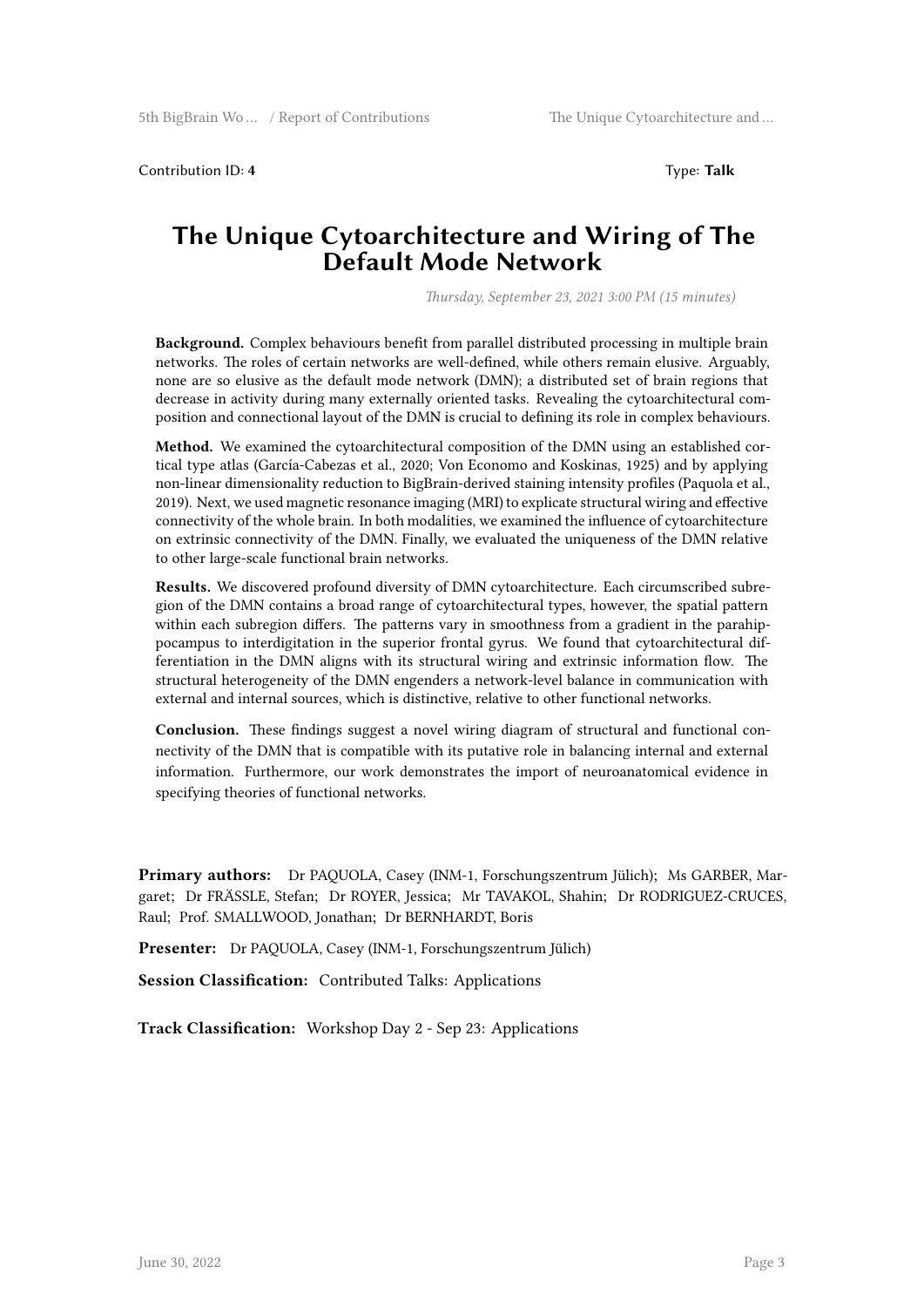Contribution ID: **4** Type: **Talk**

# The Unique Cytoarchitecture and Wiring of The Default Mode Network

*Thursday, September 23, 2021 3:00 PM (15 minutes)*

**Background.** Complex behaviours benefit from parallel distributed processing in multiple brain networks. The roles of certain networks are well-defined, while others remain elusive. Arguably, none are so elusive as the default mode network (DMN); a distributed set of brain regions that decrease in activity during many externally oriented tasks. Revealing the cytoarchitectural composition and connectional layout of the DMN is crucial to defining its role in complex behaviours.

**Method.** We examined the cytoarchitectural composition of the DMN using an established cortical type atlas (García-Cabezas et al., 2020; Von Economo and Koskinas, 1925) and by applying non-linear dimensionality reduction to BigBrain-derived staining intensity profiles (Paquola et al., 2019). Next, we used magnetic resonance imaging (MRI) to explicate structural wiring and effective connectivity of the whole brain. In both modalities, we examined the influence of cytoarchitecture on extrinsic connectivity of the DMN. Finally, we evaluated the uniqueness of the DMN relative to other large-scale functional brain networks.

**Results.** We discovered profound diversity of DMN cytoarchitecture. Each circumscribed subregion of the DMN contains a broad range of cytoarchitectural types, however, the spatial pattern within each subregion differs. The patterns vary in smoothness from a gradient in the parahippocampus to interdigitation in the superior frontal gyrus. We found that cytoarchitectural differentiation in the DMN aligns with its structural wiring and extrinsic information flow. The structural heterogeneity of the DMN engenders a network-level balance in communication with external and internal sources, which is distinctive, relative to other functional networks.

**Conclusion.** These findings suggest a novel wiring diagram of structural and functional connectivity of the DMN that is compatible with its putative role in balancing internal and external information. Furthermore, our work demonstrates the import of neuroanatomical evidence in specifying theories of functional networks.

**Primary authors:** Dr PAQUOLA, Casey (INM-1, Forschungszentrum Jülich); Ms GARBER, Margaret; Dr FRÄSSLE, Stefan; Dr ROYER, Jessica; Mr TAVAKOL, Shahin; Dr RODRIGUEZ-CRUCES, Raul; Prof. SMALLWOOD, Jonathan; Dr BERNHARDT, Boris

**Presenter:** Dr PAQUOLA, Casey (INM-1, Forschungszentrum Jülich)

**Session Classification:** Contributed Talks: Applications

**Track Classification:** Workshop Day 2 - Sep 23: Applications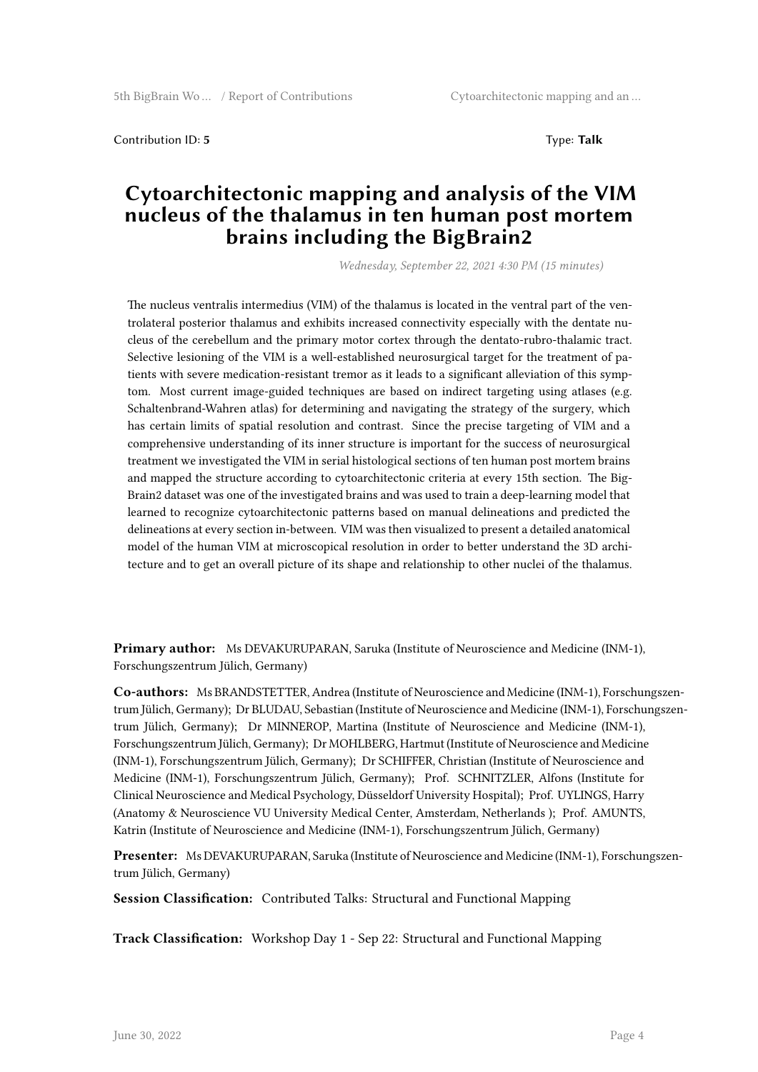Contribution ID: **5**

Type: **Talk**

# Cytoarchitectonic mapping and analysis of the VIM nucleus of the thalamus in ten human post mortem brains including the BigBrain2

*Wednesday, September 22, 2021 4:30 PM (15 minutes)*

The nucleus ventralis intermedius (VIM) of the thalamus is located in the ventral part of the ventrolateral posterior thalamus and exhibits increased connectivity especially with the dentate nucleus of the cerebellum and the primary motor cortex through the dentato-rubro-thalamic tract. Selective lesioning of the VIM is a well-established neurosurgical target for the treatment of patients with severe medication-resistant tremor as it leads to a significant alleviation of this symptom. Most current image-guided techniques are based on indirect targeting using atlases (e.g. Schaltenbrand-Wahren atlas) for determining and navigating the strategy of the surgery, which has certain limits of spatial resolution and contrast. Since the precise targeting of VIM and a comprehensive understanding of its inner structure is important for the success of neurosurgical treatment we investigated the VIM in serial histological sections of ten human post mortem brains and mapped the structure according to cytoarchitectonic criteria at every 15th section. The BigBrain2 dataset was one of the investigated brains and was used to train a deep-learning model that learned to recognize cytoarchitectonic patterns based on manual delineations and predicted the delineations at every section in-between. VIM was then visualized to present a detailed anatomical model of the human VIM at microscopical resolution in order to better understand the 3D architecture and to get an overall picture of its shape and relationship to other nuclei of the thalamus.

**Primary author:** Ms DEVAKURUPARAN, Saruka (Institute of Neuroscience and Medicine (INM-1), Forschungszentrum Jülich, Germany)

**Co-authors:** Ms BRANDSTETTER, Andrea (Institute of Neuroscience and Medicine (INM-1), Forschungszentrum Jülich, Germany); Dr BLUDAU, Sebastian (Institute of Neuroscience and Medicine (INM-1), Forschungszentrum Jülich, Germany); Dr MINNEROP, Martina (Institute of Neuroscience and Medicine (INM-1), Forschungszentrum Jülich, Germany); Dr MOHLBERG, Hartmut (Institute of Neuroscience and Medicine (INM-1), Forschungszentrum Jülich, Germany); Dr SCHIFFER, Christian (Institute of Neuroscience and Medicine (INM-1), Forschungszentrum Jülich, Germany); Prof. SCHNITZLER, Alfons (Institute for Clinical Neuroscience and Medical Psychology, Düsseldorf University Hospital); Prof. UYLINGS, Harry (Anatomy & Neuroscience VU University Medical Center, Amsterdam, Netherlands ); Prof. AMUNTS, Katrin (Institute of Neuroscience and Medicine (INM-1), Forschungszentrum Jülich, Germany)

**Presenter:** Ms DEVAKURUPARAN, Saruka (Institute of Neuroscience and Medicine (INM-1), Forschungszentrum Jülich, Germany)

**Session Classification:** Contributed Talks: Structural and Functional Mapping

**Track Classification:** Workshop Day 1 - Sep 22: Structural and Functional Mapping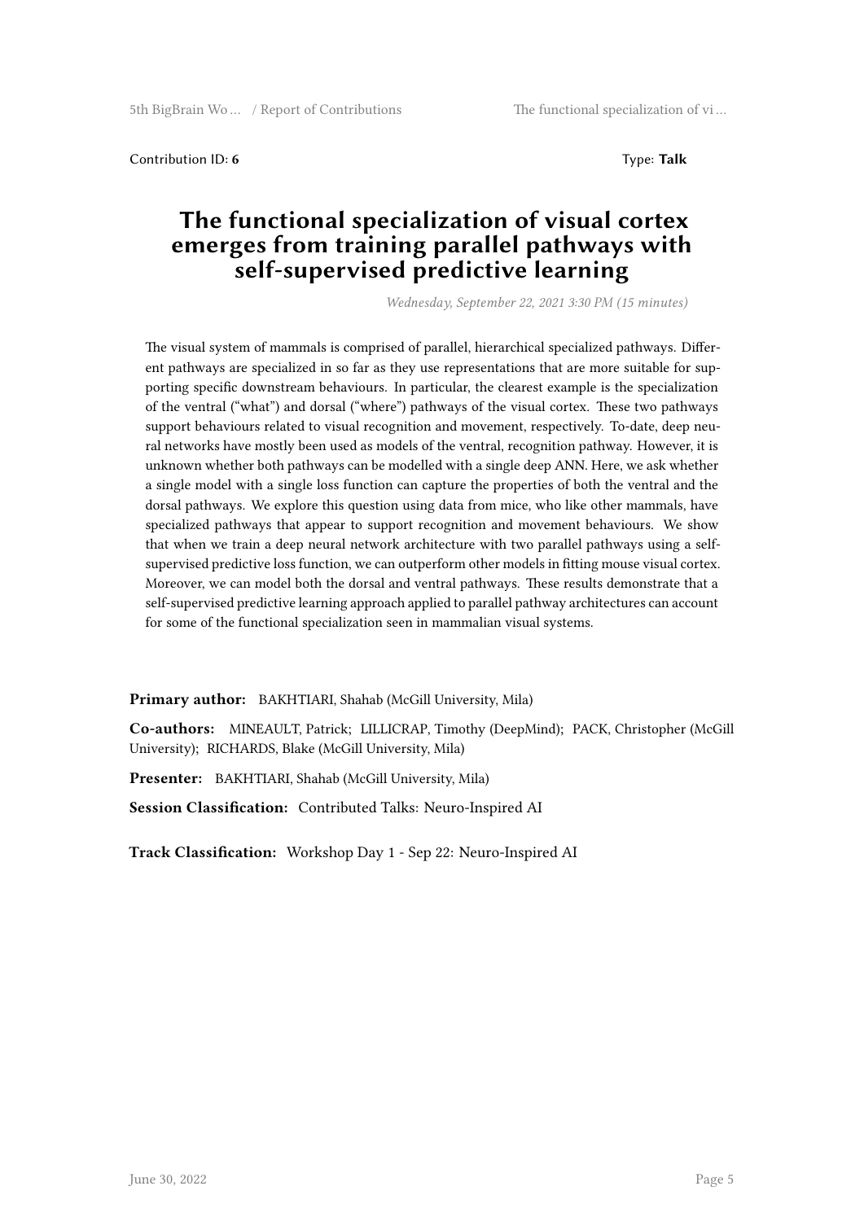Contribution ID: **6**

Type: **Talk**

# The functional specialization of visual cortex emerges from training parallel pathways with self-supervised predictive learning

*Wednesday, September 22, 2021 3:30 PM (15 minutes)*

The visual system of mammals is comprised of parallel, hierarchical specialized pathways. Different pathways are specialized in so far as they use representations that are more suitable for supporting specific downstream behaviours. In particular, the clearest example is the specialization of the ventral ("what") and dorsal ("where") pathways of the visual cortex. These two pathways support behaviours related to visual recognition and movement, respectively. To-date, deep neural networks have mostly been used as models of the ventral, recognition pathway. However, it is unknown whether both pathways can be modelled with a single deep ANN. Here, we ask whether a single model with a single loss function can capture the properties of both the ventral and the dorsal pathways. We explore this question using data from mice, who like other mammals, have specialized pathways that appear to support recognition and movement behaviours. We show that when we train a deep neural network architecture with two parallel pathways using a self-supervised predictive loss function, we can outperform other models in fitting mouse visual cortex. Moreover, we can model both the dorsal and ventral pathways. These results demonstrate that a self-supervised predictive learning approach applied to parallel pathway architectures can account for some of the functional specialization seen in mammalian visual systems.

**Primary author:** BAKHTIARI, Shahab (McGill University, Mila)

**Co-authors:** MINEAULT, Patrick; LILLICRAP, Timothy (DeepMind); PACK, Christopher (McGill University); RICHARDS, Blake (McGill University, Mila)

**Presenter:** BAKHTIARI, Shahab (McGill University, Mila)

**Session Classification:** Contributed Talks: Neuro-Inspired AI

**Track Classification:** Workshop Day 1 - Sep 22: Neuro-Inspired AI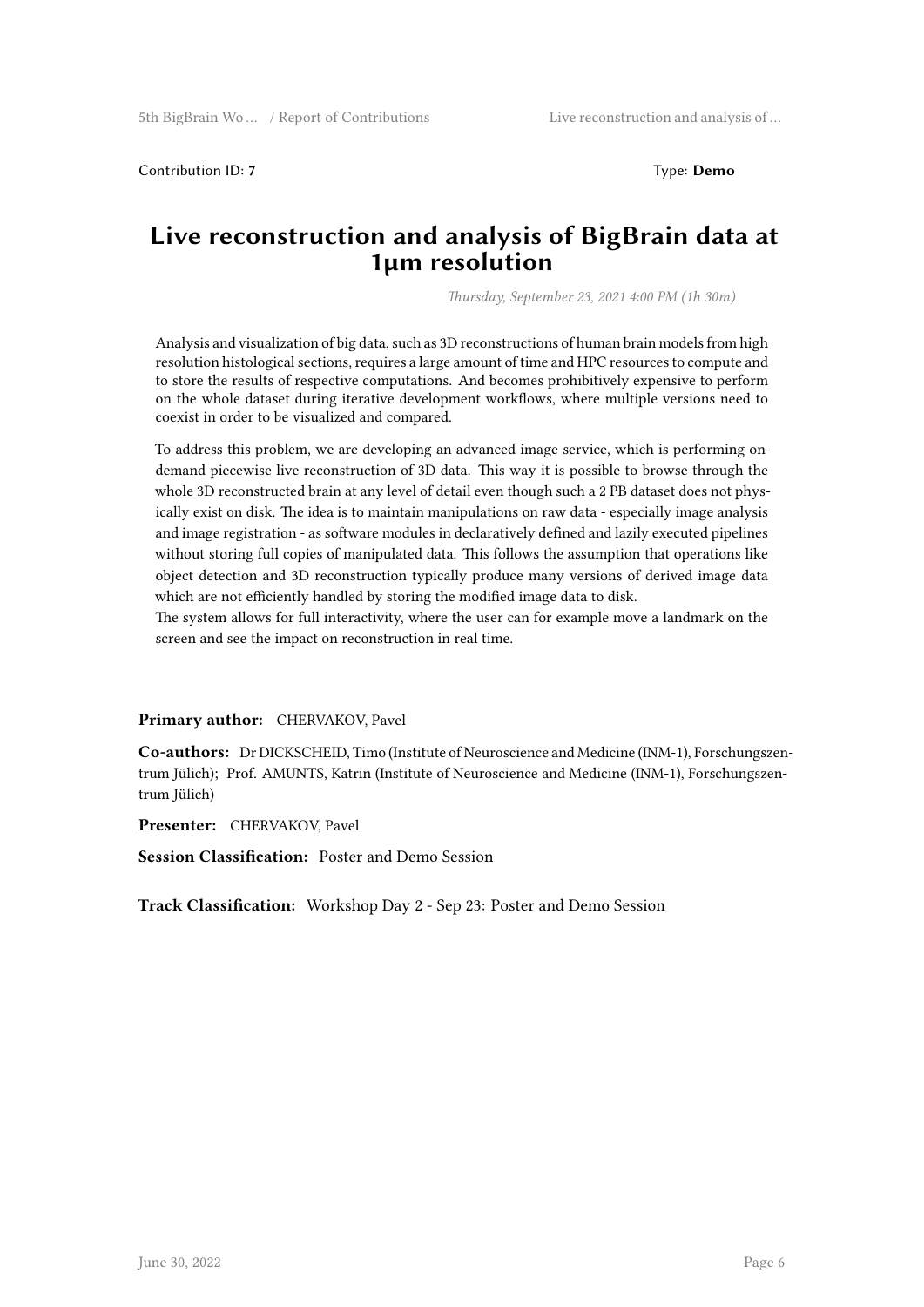Contribution ID: **7**

Type: **Demo**

# Live reconstruction and analysis of BigBrain data at 1µm resolution

*Thursday, September 23, 2021 4:00 PM (1h 30m)*

Analysis and visualization of big data, such as 3D reconstructions of human brain models from high resolution histological sections, requires a large amount of time and HPC resources to compute and to store the results of respective computations. And becomes prohibitively expensive to perform on the whole dataset during iterative development workflows, where multiple versions need to coexist in order to be visualized and compared.

To address this problem, we are developing an advanced image service, which is performing on-demand piecewise live reconstruction of 3D data. This way it is possible to browse through the whole 3D reconstructed brain at any level of detail even though such a 2 PB dataset does not physically exist on disk. The idea is to maintain manipulations on raw data - especially image analysis and image registration - as software modules in declaratively defined and lazily executed pipelines without storing full copies of manipulated data. This follows the assumption that operations like object detection and 3D reconstruction typically produce many versions of derived image data which are not efficiently handled by storing the modified image data to disk.
The system allows for full interactivity, where the user can for example move a landmark on the screen and see the impact on reconstruction in real time.

**Primary author:** CHERVAKOV, Pavel

**Co-authors:** Dr DICKSCHEID, Timo (Institute of Neuroscience and Medicine (INM-1), Forschungszentrum Jülich); Prof. AMUNTS, Katrin (Institute of Neuroscience and Medicine (INM-1), Forschungszentrum Jülich)

**Presenter:** CHERVAKOV, Pavel

**Session Classification:** Poster and Demo Session

**Track Classification:** Workshop Day 2 - Sep 23: Poster and Demo Session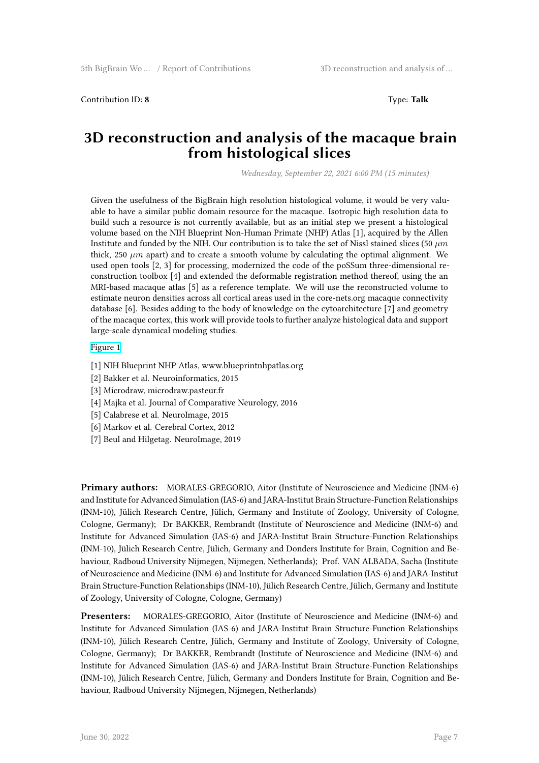Contribution ID: **8** Type: **Talk**

# 3D reconstruction and analysis of the macaque brain from histological slices

*Wednesday, September 22, 2021 6:00 PM (15 minutes)*

Given the usefulness of the BigBrain high resolution histological volume, it would be very valuable to have a similar public domain resource for the macaque. Isotropic high resolution data to build such a resource is not currently available, but as an initial step we present a histological volume based on the NIH Blueprint Non-Human Primate (NHP) Atlas [1], acquired by the Allen Institute and funded by the NIH. Our contribution is to take the set of Nissl stained slices (50 $\mu m$ thick, 250 $\mu m$ apart) and to create a smooth volume by calculating the optimal alignment. We used open tools [2, 3] for processing, modernized the code of the poSSum three-dimensional reconstruction toolbox [4] and extended the deformable registration method thereof, using the an MRI-based macaque atlas [5] as a reference template. We will use the reconstructed volume to estimate neuron densities across all cortical areas used in the core-nets.org macaque connectivity database [6]. Besides adding to the body of knowledge on the cytoarchitecture [7] and geometry of the macaque cortex, this work will provide tools to further analyze histological data and support large-scale dynamical modeling studies.

Figure 1

[1] NIH Blueprint NHP Atlas, www.blueprintnhpatlas.org
[2] Bakker et al. Neuroinformatics, 2015
[3] Microdraw, microdraw.pasteur.fr
[4] Majka et al. Journal of Comparative Neurology, 2016
[5] Calabrese et al. NeuroImage, 2015
[6] Markov et al. Cerebral Cortex, 2012
[7] Beul and Hilgetag. NeuroImage, 2019

**Primary authors:** MORALES-GREGORIO, Aitor (Institute of Neuroscience and Medicine (INM-6) and Institute for Advanced Simulation (IAS-6) and JARA-Institut Brain Structure-Function Relationships (INM-10), Jülich Research Centre, Jülich, Germany and Institute of Zoology, University of Cologne, Cologne, Germany); Dr BAKKER, Rembrandt (Institute of Neuroscience and Medicine (INM-6) and Institute for Advanced Simulation (IAS-6) and JARA-Institut Brain Structure-Function Relationships (INM-10), Jülich Research Centre, Jülich, Germany and Donders Institute for Brain, Cognition and Behaviour, Radboud University Nijmegen, Nijmegen, Netherlands); Prof. VAN ALBADA, Sacha (Institute of Neuroscience and Medicine (INM-6) and Institute for Advanced Simulation (IAS-6) and JARA-Institut Brain Structure-Function Relationships (INM-10), Jülich Research Centre, Jülich, Germany and Institute of Zoology, University of Cologne, Cologne, Germany)

**Presenters:** MORALES-GREGORIO, Aitor (Institute of Neuroscience and Medicine (INM-6) and Institute for Advanced Simulation (IAS-6) and JARA-Institut Brain Structure-Function Relationships (INM-10), Jülich Research Centre, Jülich, Germany and Institute of Zoology, University of Cologne, Cologne, Germany); Dr BAKKER, Rembrandt (Institute of Neuroscience and Medicine (INM-6) and Institute for Advanced Simulation (IAS-6) and JARA-Institut Brain Structure-Function Relationships (INM-10), Jülich Research Centre, Jülich, Germany and Donders Institute for Brain, Cognition and Behaviour, Radboud University Nijmegen, Nijmegen, Netherlands)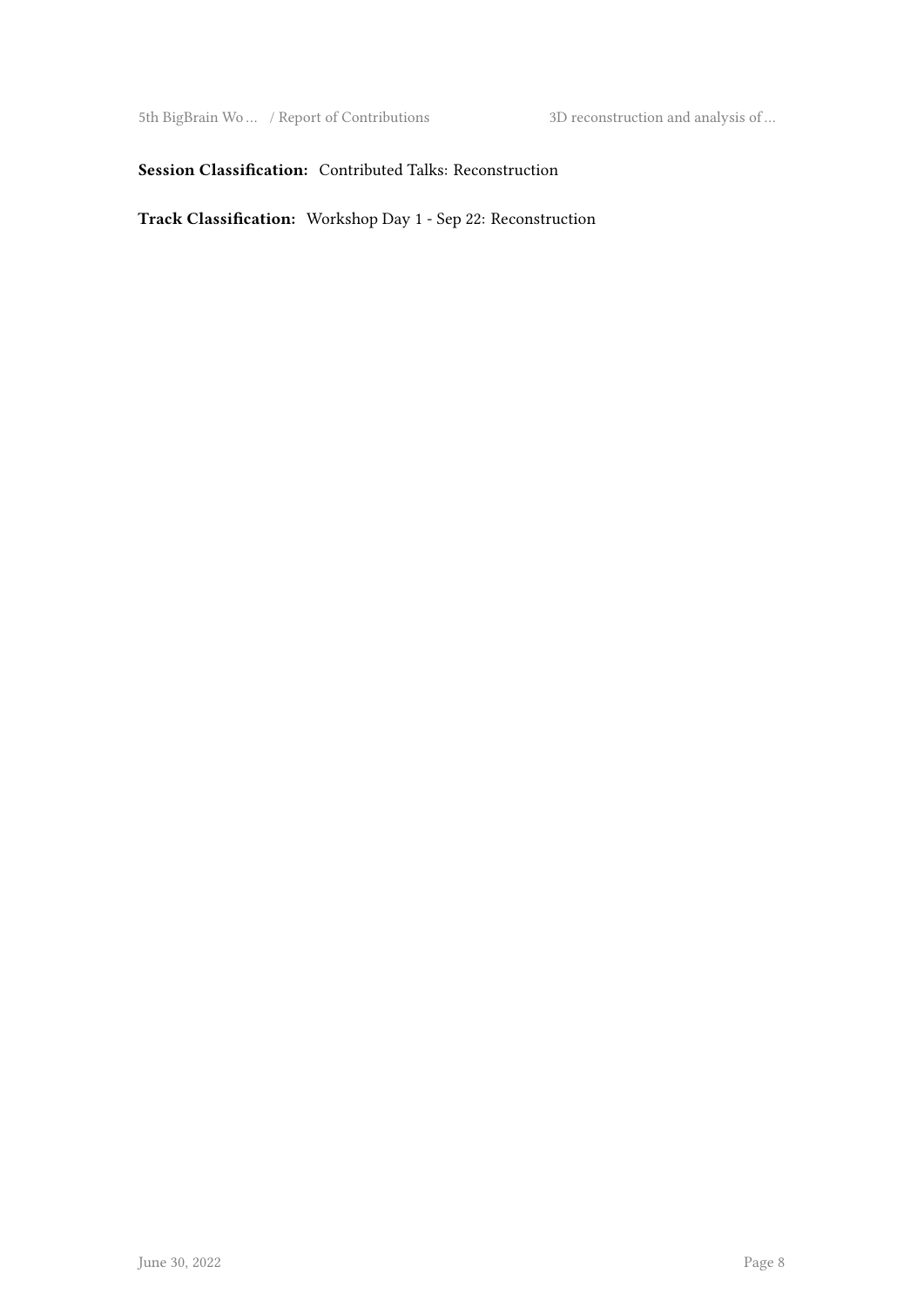**Session Classification:** Contributed Talks: Reconstruction

**Track Classification:** Workshop Day 1 - Sep 22: Reconstruction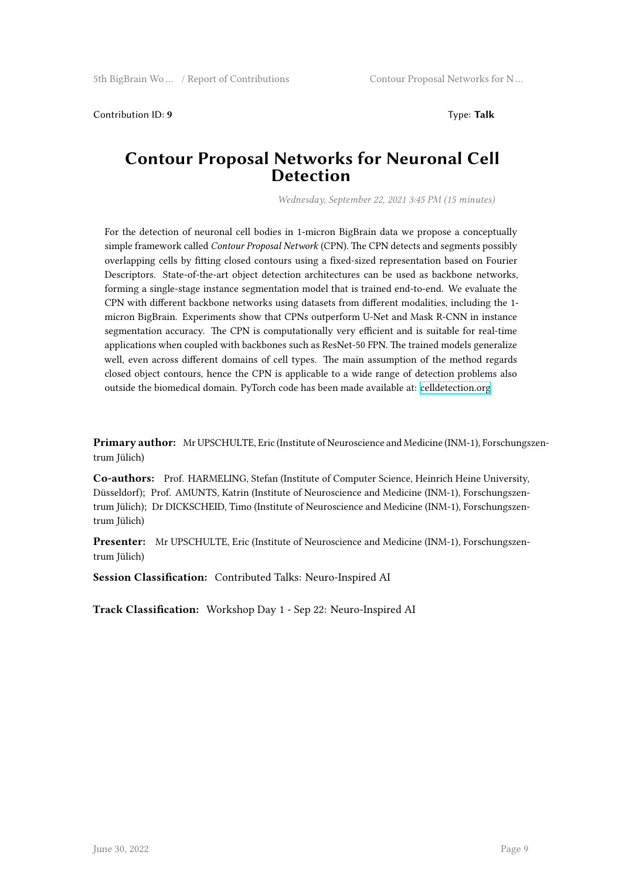Contribution ID: **9**

Type: **Talk**

# Contour Proposal Networks for Neuronal Cell Detection

*Wednesday, September 22, 2021 3:45 PM (15 minutes)*

For the detection of neuronal cell bodies in 1-micron BigBrain data we propose a conceptually simple framework called *Contour Proposal Network* (CPN). The CPN detects and segments possibly overlapping cells by fitting closed contours using a fixed-sized representation based on Fourier Descriptors. State-of-the-art object detection architectures can be used as backbone networks, forming a single-stage instance segmentation model that is trained end-to-end. We evaluate the CPN with different backbone networks using datasets from different modalities, including the 1-micron BigBrain. Experiments show that CPNs outperform U-Net and Mask R-CNN in instance segmentation accuracy. The CPN is computationally very efficient and is suitable for real-time applications when coupled with backbones such as ResNet-50 FPN. The trained models generalize well, even across different domains of cell types. The main assumption of the method regards closed object contours, hence the CPN is applicable to a wide range of detection problems also outside the biomedical domain. PyTorch code has been made available at: celldetection.org

**Primary author:** Mr UPSCHULTE, Eric (Institute of Neuroscience and Medicine (INM-1), Forschungszentrum Jülich)

**Co-authors:** Prof. HARMELING, Stefan (Institute of Computer Science, Heinrich Heine University, Düsseldorf); Prof. AMUNTS, Katrin (Institute of Neuroscience and Medicine (INM-1), Forschungszentrum Jülich); Dr DICKSCHEID, Timo (Institute of Neuroscience and Medicine (INM-1), Forschungszentrum Jülich)

**Presenter:** Mr UPSCHULTE, Eric (Institute of Neuroscience and Medicine (INM-1), Forschungszentrum Jülich)

**Session Classification:** Contributed Talks: Neuro-Inspired AI

**Track Classification:** Workshop Day 1 - Sep 22: Neuro-Inspired AI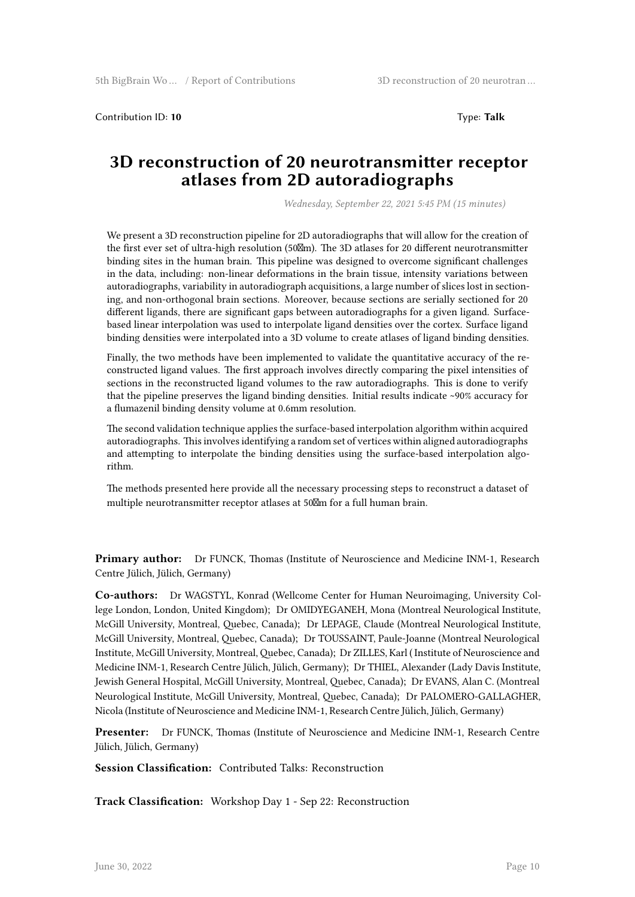Contribution ID: **10** Type: **Talk**

# 3D reconstruction of 20 neurotransmitter receptor atlases from 2D autoradiographs

*Wednesday, September 22, 2021 5:45 PM (15 minutes)*

We present a 3D reconstruction pipeline for 2D autoradiographs that will allow for the creation of the first ever set of ultra-high resolution (50m). The 3D atlases for 20 different neurotransmitter binding sites in the human brain. This pipeline was designed to overcome significant challenges in the data, including: non-linear deformations in the brain tissue, intensity variations between autoradiographs, variability in autoradiograph acquisitions, a large number of slices lost in sectioning, and non-orthogonal brain sections. Moreover, because sections are serially sectioned for 20 different ligands, there are significant gaps between autoradiographs for a given ligand. Surface-based linear interpolation was used to interpolate ligand densities over the cortex. Surface ligand binding densities were interpolated into a 3D volume to create atlases of ligand binding densities.

Finally, the two methods have been implemented to validate the quantitative accuracy of the reconstructed ligand values. The first approach involves directly comparing the pixel intensities of sections in the reconstructed ligand volumes to the raw autoradiographs. This is done to verify that the pipeline preserves the ligand binding densities. Initial results indicate ~90% accuracy for a flumazenil binding density volume at 0.6mm resolution.

The second validation technique applies the surface-based interpolation algorithm within acquired autoradiographs. This involves identifying a random set of vertices within aligned autoradiographs and attempting to interpolate the binding densities using the surface-based interpolation algorithm.

The methods presented here provide all the necessary processing steps to reconstruct a dataset of multiple neurotransmitter receptor atlases at 50m for a full human brain.

**Primary author:** Dr FUNCK, Thomas (Institute of Neuroscience and Medicine INM-1, Research Centre Jülich, Jülich, Germany)

**Co-authors:** Dr WAGSTYL, Konrad (Wellcome Center for Human Neuroimaging, University College London, London, United Kingdom); Dr OMIDYEGANEH, Mona (Montreal Neurological Institute, McGill University, Montreal, Quebec, Canada); Dr LEPAGE, Claude (Montreal Neurological Institute, McGill University, Montreal, Quebec, Canada); Dr TOUSSAINT, Paule-Joanne (Montreal Neurological Institute, McGill University, Montreal, Quebec, Canada); Dr ZILLES, Karl ( Institute of Neuroscience and Medicine INM-1, Research Centre Jülich, Jülich, Germany); Dr THIEL, Alexander (Lady Davis Institute, Jewish General Hospital, McGill University, Montreal, Quebec, Canada); Dr EVANS, Alan C. (Montreal Neurological Institute, McGill University, Montreal, Quebec, Canada); Dr PALOMERO-GALLAGHER, Nicola (Institute of Neuroscience and Medicine INM-1, Research Centre Jülich, Jülich, Germany)

**Presenter:** Dr FUNCK, Thomas (Institute of Neuroscience and Medicine INM-1, Research Centre Jülich, Jülich, Germany)

**Session Classification:** Contributed Talks: Reconstruction

**Track Classification:** Workshop Day 1 - Sep 22: Reconstruction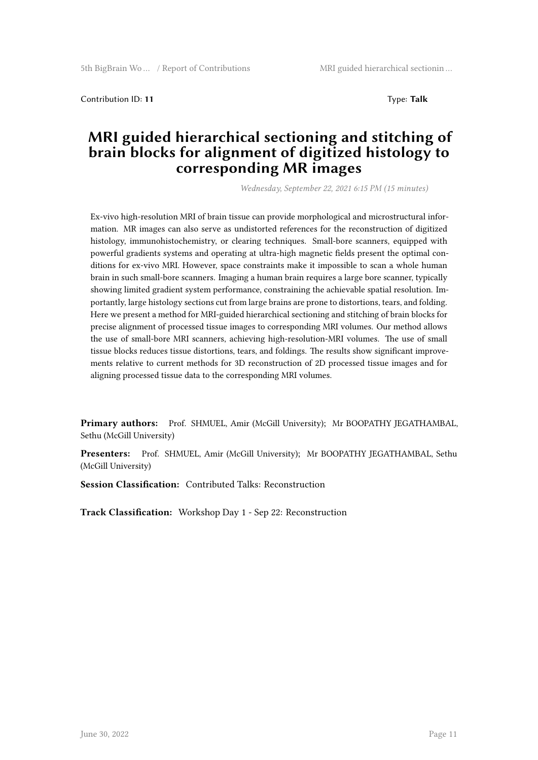Contribution ID: **11** Type: **Talk**

# MRI guided hierarchical sectioning and stitching of brain blocks for alignment of digitized histology to corresponding MR images

*Wednesday, September 22, 2021 6:15 PM (15 minutes)*

Ex-vivo high-resolution MRI of brain tissue can provide morphological and microstructural information. MR images can also serve as undistorted references for the reconstruction of digitized histology, immunohistochemistry, or clearing techniques. Small-bore scanners, equipped with powerful gradients systems and operating at ultra-high magnetic fields present the optimal conditions for ex-vivo MRI. However, space constraints make it impossible to scan a whole human brain in such small-bore scanners. Imaging a human brain requires a large bore scanner, typically showing limited gradient system performance, constraining the achievable spatial resolution. Importantly, large histology sections cut from large brains are prone to distortions, tears, and folding. Here we present a method for MRI-guided hierarchical sectioning and stitching of brain blocks for precise alignment of processed tissue images to corresponding MRI volumes. Our method allows the use of small-bore MRI scanners, achieving high-resolution-MRI volumes. The use of small tissue blocks reduces tissue distortions, tears, and foldings. The results show significant improvements relative to current methods for 3D reconstruction of 2D processed tissue images and for aligning processed tissue data to the corresponding MRI volumes.

**Primary authors:** Prof. SHMUEL, Amir (McGill University); Mr BOOPATHY JEGATHAMBAL, Sethu (McGill University)

**Presenters:** Prof. SHMUEL, Amir (McGill University); Mr BOOPATHY JEGATHAMBAL, Sethu (McGill University)

**Session Classification:** Contributed Talks: Reconstruction

**Track Classification:** Workshop Day 1 - Sep 22: Reconstruction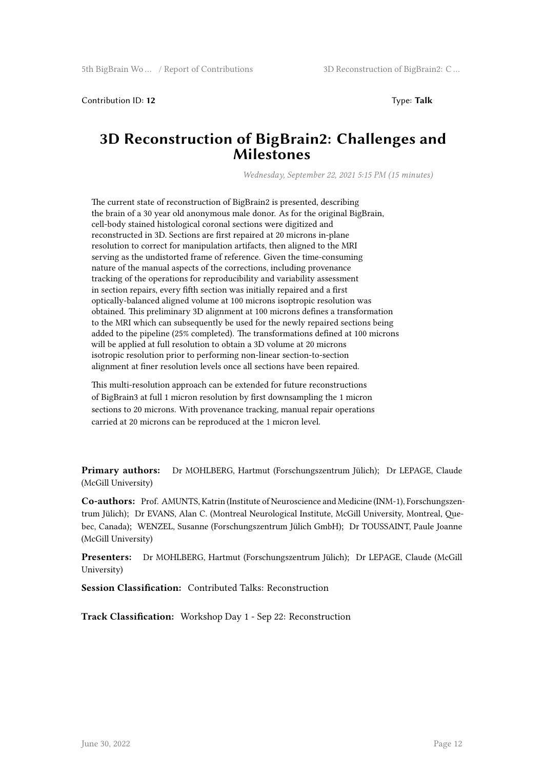Contribution ID: **12**

Type: **Talk**

# 3D Reconstruction of BigBrain2: Challenges and Milestones

*Wednesday, September 22, 2021 5:15 PM (15 minutes)*

The current state of reconstruction of BigBrain2 is presented, describing the brain of a 30 year old anonymous male donor. As for the original BigBrain, cell-body stained histological coronal sections were digitized and reconstructed in 3D. Sections are first repaired at 20 microns in-plane resolution to correct for manipulation artifacts, then aligned to the MRI serving as the undistorted frame of reference. Given the time-consuming nature of the manual aspects of the corrections, including provenance tracking of the operations for reproducibility and variability assessment in section repairs, every fifth section was initially repaired and a first optically-balanced aligned volume at 100 microns isotropic resolution was obtained. This preliminary 3D alignment at 100 microns defines a transformation to the MRI which can subsequently be used for the newly repaired sections being added to the pipeline (25% completed). The transformations defined at 100 microns will be applied at full resolution to obtain a 3D volume at 20 microns isotropic resolution prior to performing non-linear section-to-section alignment at finer resolution levels once all sections have been repaired.

This multi-resolution approach can be extended for future reconstructions of BigBrain3 at full 1 micron resolution by first downsampling the 1 micron sections to 20 microns. With provenance tracking, manual repair operations carried at 20 microns can be reproduced at the 1 micron level.

**Primary authors:** Dr MOHLBERG, Hartmut (Forschungszentrum Jülich); Dr LEPAGE, Claude (McGill University)

**Co-authors:** Prof. AMUNTS, Katrin (Institute of Neuroscience and Medicine (INM-1), Forschungszentrum Jülich); Dr EVANS, Alan C. (Montreal Neurological Institute, McGill University, Montreal, Quebec, Canada); WENZEL, Susanne (Forschungszentrum Jülich GmbH); Dr TOUSSAINT, Paule Joanne (McGill University)

**Presenters:** Dr MOHLBERG, Hartmut (Forschungszentrum Jülich); Dr LEPAGE, Claude (McGill University)

**Session Classification:** Contributed Talks: Reconstruction

**Track Classification:** Workshop Day 1 - Sep 22: Reconstruction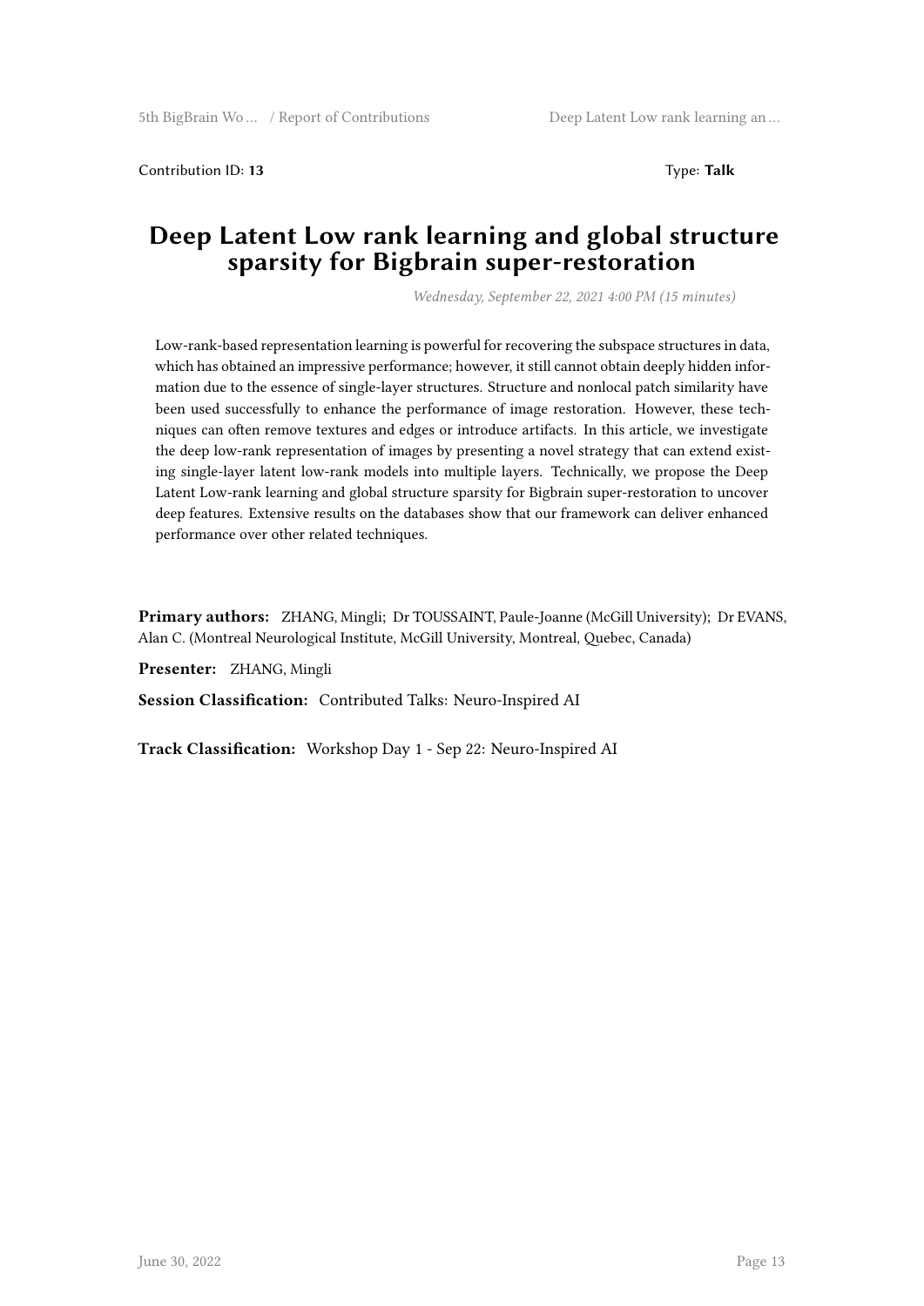Contribution ID: **13** Type: **Talk**

# Deep Latent Low rank learning and global structure sparsity for Bigbrain super-restoration

*Wednesday, September 22, 2021 4:00 PM (15 minutes)*

Low-rank-based representation learning is powerful for recovering the subspace structures in data, which has obtained an impressive performance; however, it still cannot obtain deeply hidden information due to the essence of single-layer structures. Structure and nonlocal patch similarity have been used successfully to enhance the performance of image restoration. However, these techniques can often remove textures and edges or introduce artifacts. In this article, we investigate the deep low-rank representation of images by presenting a novel strategy that can extend existing single-layer latent low-rank models into multiple layers. Technically, we propose the Deep Latent Low-rank learning and global structure sparsity for Bigbrain super-restoration to uncover deep features. Extensive results on the databases show that our framework can deliver enhanced performance over other related techniques.

**Primary authors:** ZHANG, Mingli; Dr TOUSSAINT, Paule-Joanne (McGill University); Dr EVANS, Alan C. (Montreal Neurological Institute, McGill University, Montreal, Quebec, Canada)

**Presenter:** ZHANG, Mingli

**Session Classification:** Contributed Talks: Neuro-Inspired AI

**Track Classification:** Workshop Day 1 - Sep 22: Neuro-Inspired AI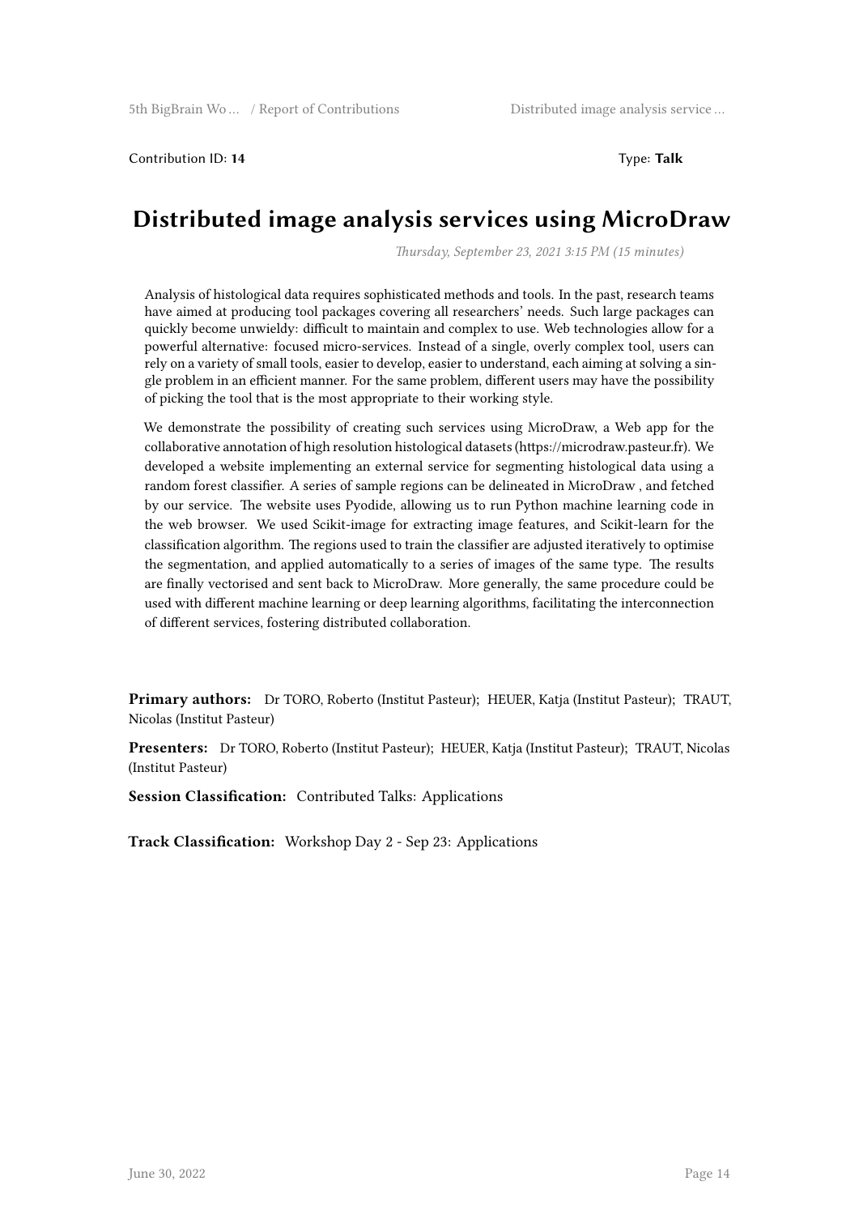Contribution ID: **14** Type: **Talk**

# Distributed image analysis services using MicroDraw

*Thursday, September 23, 2021 3:15 PM (15 minutes)*

Analysis of histological data requires sophisticated methods and tools. In the past, research teams have aimed at producing tool packages covering all researchers' needs. Such large packages can quickly become unwieldy: difficult to maintain and complex to use. Web technologies allow for a powerful alternative: focused micro-services. Instead of a single, overly complex tool, users can rely on a variety of small tools, easier to develop, easier to understand, each aiming at solving a single problem in an efficient manner. For the same problem, different users may have the possibility of picking the tool that is the most appropriate to their working style.

We demonstrate the possibility of creating such services using MicroDraw, a Web app for the collaborative annotation of high resolution histological datasets (https://microdraw.pasteur.fr). We developed a website implementing an external service for segmenting histological data using a random forest classifier. A series of sample regions can be delineated in MicroDraw , and fetched by our service. The website uses Pyodide, allowing us to run Python machine learning code in the web browser. We used Scikit-image for extracting image features, and Scikit-learn for the classification algorithm. The regions used to train the classifier are adjusted iteratively to optimise the segmentation, and applied automatically to a series of images of the same type. The results are finally vectorised and sent back to MicroDraw. More generally, the same procedure could be used with different machine learning or deep learning algorithms, facilitating the interconnection of different services, fostering distributed collaboration.

**Primary authors:** Dr TORO, Roberto (Institut Pasteur); HEUER, Katja (Institut Pasteur); TRAUT, Nicolas (Institut Pasteur)

**Presenters:** Dr TORO, Roberto (Institut Pasteur); HEUER, Katja (Institut Pasteur); TRAUT, Nicolas (Institut Pasteur)

**Session Classification:** Contributed Talks: Applications

**Track Classification:** Workshop Day 2 - Sep 23: Applications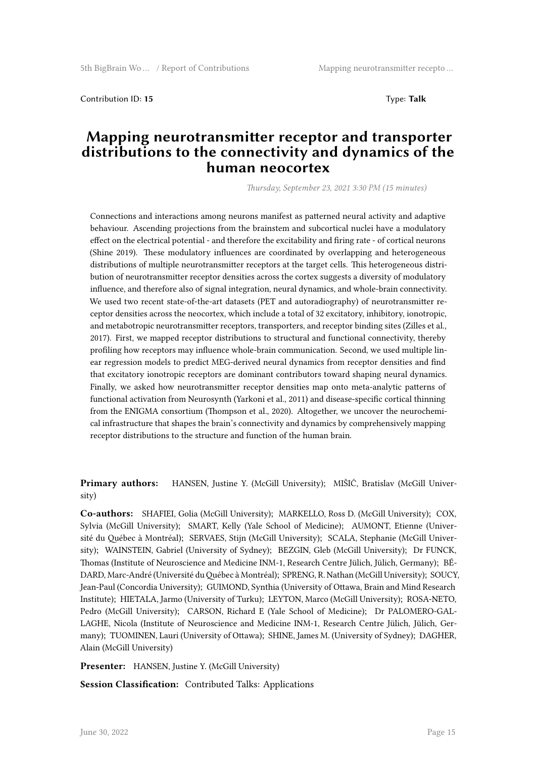Contribution ID: **15** Type: **Talk**

# Mapping neurotransmitter receptor and transporter distributions to the connectivity and dynamics of the human neocortex

*Thursday, September 23, 2021 3:30 PM (15 minutes)*

Connections and interactions among neurons manifest as patterned neural activity and adaptive behaviour. Ascending projections from the brainstem and subcortical nuclei have a modulatory effect on the electrical potential - and therefore the excitability and firing rate - of cortical neurons (Shine 2019). These modulatory influences are coordinated by overlapping and heterogeneous distributions of multiple neurotransmitter receptors at the target cells. This heterogeneous distribution of neurotransmitter receptor densities across the cortex suggests a diversity of modulatory influence, and therefore also of signal integration, neural dynamics, and whole-brain connectivity. We used two recent state-of-the-art datasets (PET and autoradiography) of neurotransmitter receptor densities across the neocortex, which include a total of 32 excitatory, inhibitory, ionotropic, and metabotropic neurotransmitter receptors, transporters, and receptor binding sites (Zilles et al., 2017). First, we mapped receptor distributions to structural and functional connectivity, thereby profiling how receptors may influence whole-brain communication. Second, we used multiple linear regression models to predict MEG-derived neural dynamics from receptor densities and find that excitatory ionotropic receptors are dominant contributors toward shaping neural dynamics. Finally, we asked how neurotransmitter receptor densities map onto meta-analytic patterns of functional activation from Neurosynth (Yarkoni et al., 2011) and disease-specific cortical thinning from the ENIGMA consortium (Thompson et al., 2020). Altogether, we uncover the neurochemical infrastructure that shapes the brain's connectivity and dynamics by comprehensively mapping receptor distributions to the structure and function of the human brain.

**Primary authors:** HANSEN, Justine Y. (McGill University); MIŠIĆ, Bratislav (McGill University)

**Co-authors:** SHAFIEI, Golia (McGill University); MARKELLO, Ross D. (McGill University); COX, Sylvia (McGill University); SMART, Kelly (Yale School of Medicine); AUMONT, Etienne (Université du Québec à Montréal); SERVAES, Stijn (McGill University); SCALA, Stephanie (McGill University); WAINSTEIN, Gabriel (University of Sydney); BEZGIN, Gleb (McGill University); Dr FUNCK, Thomas (Institute of Neuroscience and Medicine INM-1, Research Centre Jülich, Jülich, Germany); BÉDARD, Marc-André (Université du Québec à Montréal); SPRENG, R. Nathan (McGill University); SOUCY, Jean-Paul (Concordia University); GUIMOND, Synthia (University of Ottawa, Brain and Mind Research Institute); HIETALA, Jarmo (University of Turku); LEYTON, Marco (McGill University); ROSA-NETO, Pedro (McGill University); CARSON, Richard E (Yale School of Medicine); Dr PALOMERO-GALLAGHE, Nicola (Institute of Neuroscience and Medicine INM-1, Research Centre Jülich, Jülich, Germany); TUOMINEN, Lauri (University of Ottawa); SHINE, James M. (University of Sydney); DAGHER, Alain (McGill University)

**Presenter:** HANSEN, Justine Y. (McGill University)

**Session Classification:** Contributed Talks: Applications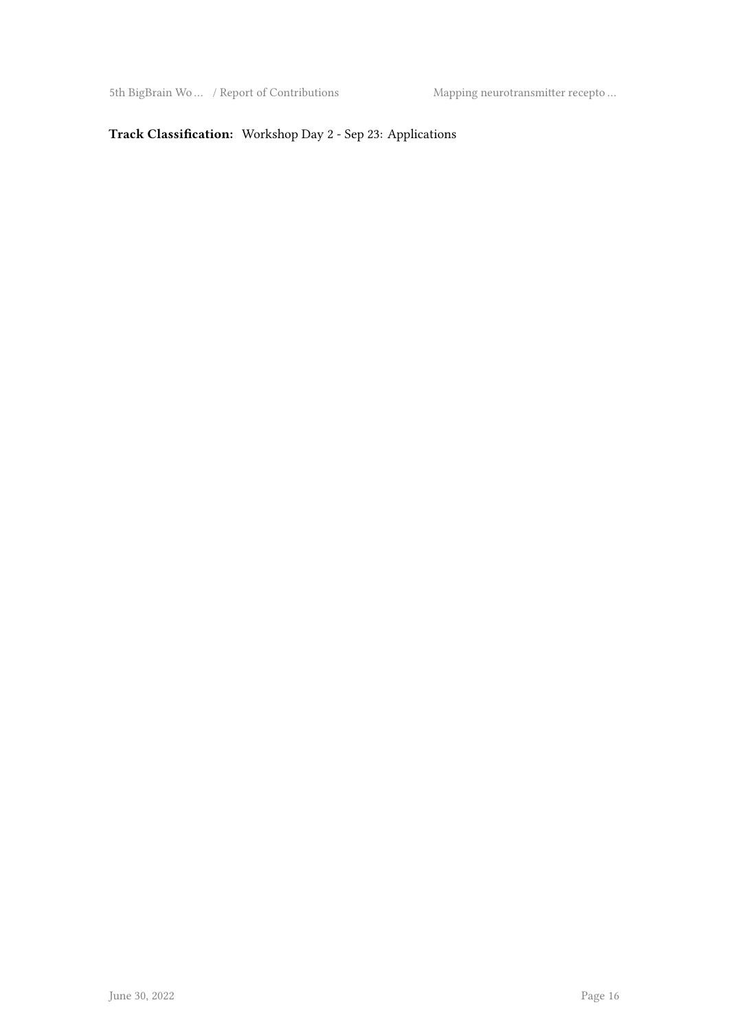**Track Classification:** Workshop Day 2 - Sep 23: Applications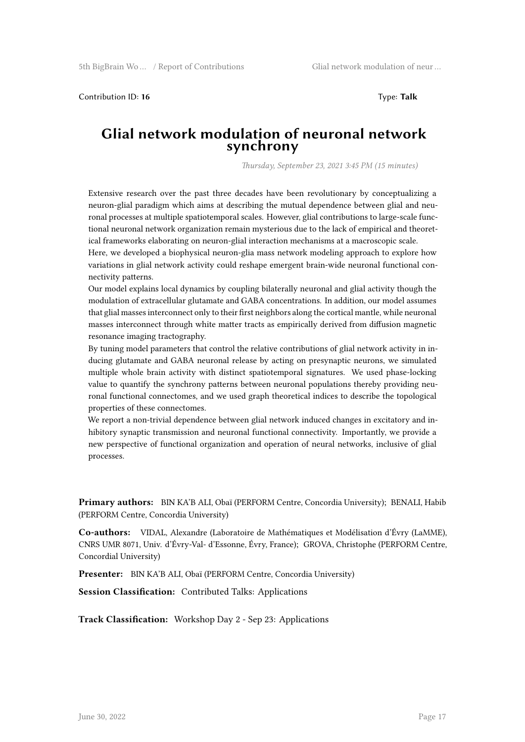Contribution ID: **16** Type: **Talk**

# Glial network modulation of neuronal network synchrony

*Thursday, September 23, 2021 3:45 PM (15 minutes)*

Extensive research over the past three decades have been revolutionary by conceptualizing a neuron-glial paradigm which aims at describing the mutual dependence between glial and neuronal processes at multiple spatiotemporal scales. However, glial contributions to large-scale functional neuronal network organization remain mysterious due to the lack of empirical and theoretical frameworks elaborating on neuron-glial interaction mechanisms at a macroscopic scale.
Here, we developed a biophysical neuron-glia mass network modeling approach to explore how variations in glial network activity could reshape emergent brain-wide neuronal functional connectivity patterns.
Our model explains local dynamics by coupling bilaterally neuronal and glial activity though the modulation of extracellular glutamate and GABA concentrations. In addition, our model assumes that glial masses interconnect only to their first neighbors along the cortical mantle, while neuronal masses interconnect through white matter tracts as empirically derived from diffusion magnetic resonance imaging tractography.
By tuning model parameters that control the relative contributions of glial network activity in inducing glutamate and GABA neuronal release by acting on presynaptic neurons, we simulated multiple whole brain activity with distinct spatiotemporal signatures. We used phase-locking value to quantify the synchrony patterns between neuronal populations thereby providing neuronal functional connectomes, and we used graph theoretical indices to describe the topological properties of these connectomes.
We report a non-trivial dependence between glial network induced changes in excitatory and inhibitory synaptic transmission and neuronal functional connectivity. Importantly, we provide a new perspective of functional organization and operation of neural networks, inclusive of glial processes.

**Primary authors:** BIN KA'B ALI, Obaï (PERFORM Centre, Concordia University); BENALI, Habib (PERFORM Centre, Concordia University)

**Co-authors:** VIDAL, Alexandre (Laboratoire de Mathématiques et Modélisation d'Évry (LaMME), CNRS UMR 8071, Univ. d'Évry-Val- d'Essonne, Évry, France); GROVA, Christophe (PERFORM Centre, Concordial University)

**Presenter:** BIN KA'B ALI, Obaï (PERFORM Centre, Concordia University)

**Session Classification:** Contributed Talks: Applications

**Track Classification:** Workshop Day 2 - Sep 23: Applications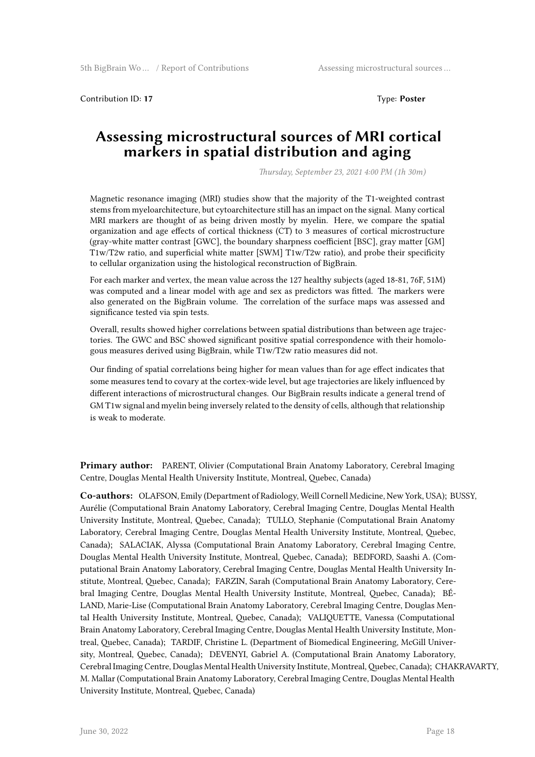Contribution ID: **17**

Type: **Poster**

# Assessing microstructural sources of MRI cortical markers in spatial distribution and aging

*Thursday, September 23, 2021 4:00 PM (1h 30m)*

Magnetic resonance imaging (MRI) studies show that the majority of the T1-weighted contrast stems from myeloarchitecture, but cytoarchitecture still has an impact on the signal. Many cortical MRI markers are thought of as being driven mostly by myelin. Here, we compare the spatial organization and age effects of cortical thickness (CT) to 3 measures of cortical microstructure (gray-white matter contrast [GWC], the boundary sharpness coefficient [BSC], gray matter [GM] T1w/T2w ratio, and superficial white matter [SWM] T1w/T2w ratio), and probe their specificity to cellular organization using the histological reconstruction of BigBrain.

For each marker and vertex, the mean value across the 127 healthy subjects (aged 18-81, 76F, 51M) was computed and a linear model with age and sex as predictors was fitted. The markers were also generated on the BigBrain volume. The correlation of the surface maps was assessed and significance tested via spin tests.

Overall, results showed higher correlations between spatial distributions than between age trajectories. The GWC and BSC showed significant positive spatial correspondence with their homologous measures derived using BigBrain, while T1w/T2w ratio measures did not.

Our finding of spatial correlations being higher for mean values than for age effect indicates that some measures tend to covary at the cortex-wide level, but age trajectories are likely influenced by different interactions of microstructural changes. Our BigBrain results indicate a general trend of GM T1w signal and myelin being inversely related to the density of cells, although that relationship is weak to moderate.

**Primary author:** PARENT, Olivier (Computational Brain Anatomy Laboratory, Cerebral Imaging Centre, Douglas Mental Health University Institute, Montreal, Quebec, Canada)

**Co-authors:** OLAFSON, Emily (Department of Radiology, Weill Cornell Medicine, New York, USA); BUSSY, Aurélie (Computational Brain Anatomy Laboratory, Cerebral Imaging Centre, Douglas Mental Health University Institute, Montreal, Quebec, Canada); TULLO, Stephanie (Computational Brain Anatomy Laboratory, Cerebral Imaging Centre, Douglas Mental Health University Institute, Montreal, Quebec, Canada); SALACIAK, Alyssa (Computational Brain Anatomy Laboratory, Cerebral Imaging Centre, Douglas Mental Health University Institute, Montreal, Quebec, Canada); BEDFORD, Saashi A. (Computational Brain Anatomy Laboratory, Cerebral Imaging Centre, Douglas Mental Health University Institute, Montreal, Quebec, Canada); FARZIN, Sarah (Computational Brain Anatomy Laboratory, Cerebral Imaging Centre, Douglas Mental Health University Institute, Montreal, Quebec, Canada); BÉLAND, Marie-Lise (Computational Brain Anatomy Laboratory, Cerebral Imaging Centre, Douglas Mental Health University Institute, Montreal, Quebec, Canada); VALIQUETTE, Vanessa (Computational Brain Anatomy Laboratory, Cerebral Imaging Centre, Douglas Mental Health University Institute, Montreal, Quebec, Canada); TARDIF, Christine L. (Department of Biomedical Engineering, McGill University, Montreal, Quebec, Canada); DEVENYI, Gabriel A. (Computational Brain Anatomy Laboratory, Cerebral Imaging Centre, Douglas Mental Health University Institute, Montreal, Quebec, Canada); CHAKRAVARTY, M. Mallar (Computational Brain Anatomy Laboratory, Cerebral Imaging Centre, Douglas Mental Health University Institute, Montreal, Quebec, Canada)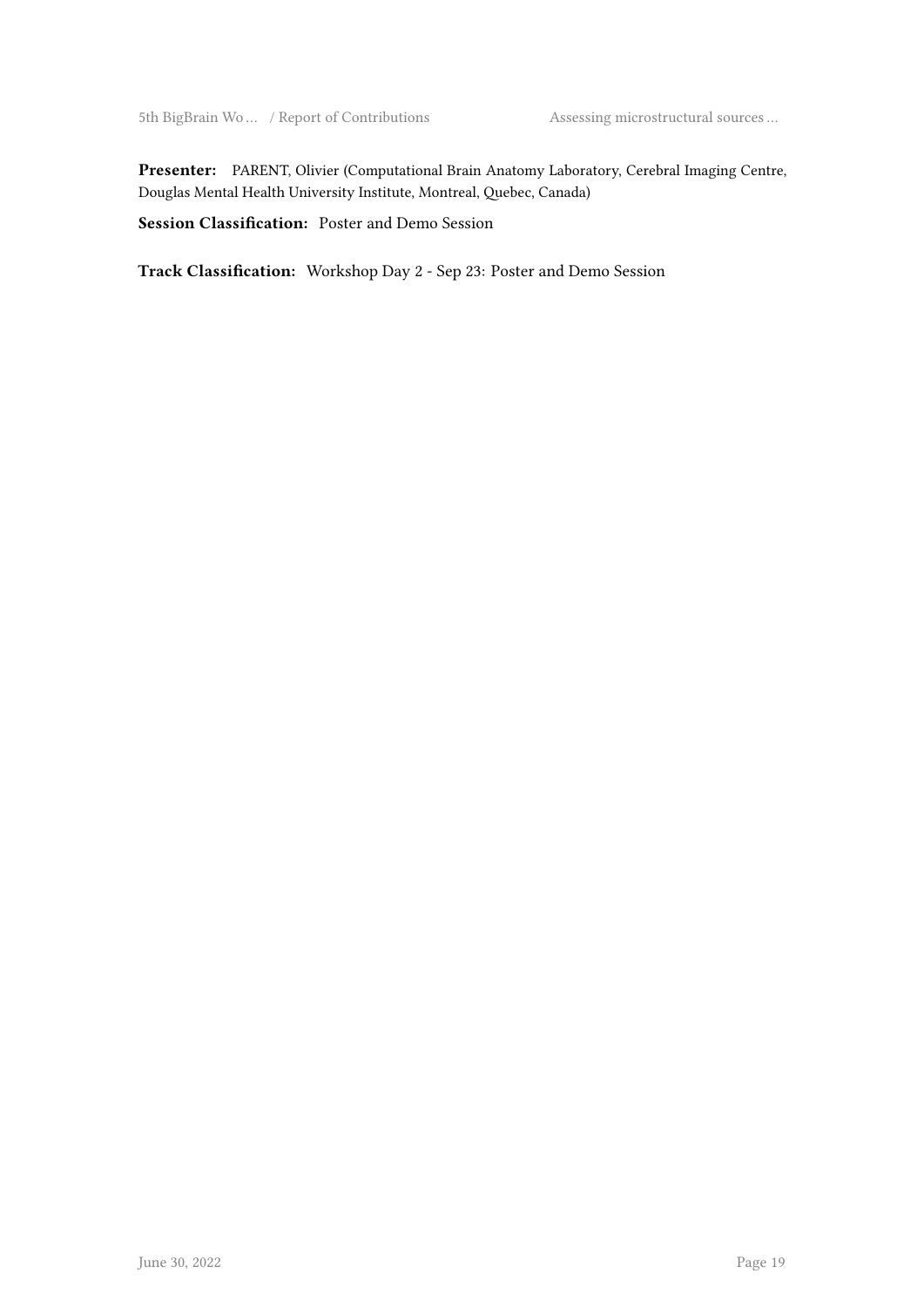**Presenter:** PARENT, Olivier (Computational Brain Anatomy Laboratory, Cerebral Imaging Centre, Douglas Mental Health University Institute, Montreal, Quebec, Canada)

**Session Classification:** Poster and Demo Session

**Track Classification:** Workshop Day 2 - Sep 23: Poster and Demo Session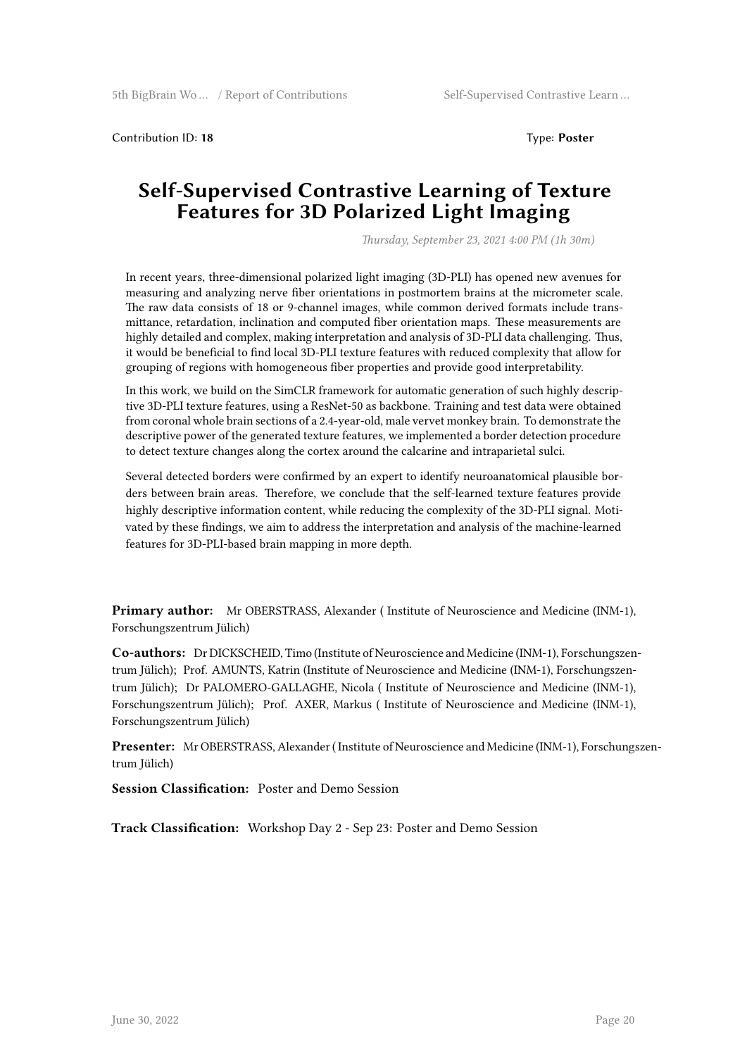Contribution ID: **18** Type: **Poster**

# Self-Supervised Contrastive Learning of Texture Features for 3D Polarized Light Imaging

*Thursday, September 23, 2021 4:00 PM (1h 30m)*

In recent years, three-dimensional polarized light imaging (3D-PLI) has opened new avenues for measuring and analyzing nerve fiber orientations in postmortem brains at the micrometer scale. The raw data consists of 18 or 9-channel images, while common derived formats include transmittance, retardation, inclination and computed fiber orientation maps. These measurements are highly detailed and complex, making interpretation and analysis of 3D-PLI data challenging. Thus, it would be beneficial to find local 3D-PLI texture features with reduced complexity that allow for grouping of regions with homogeneous fiber properties and provide good interpretability.

In this work, we build on the SimCLR framework for automatic generation of such highly descriptive 3D-PLI texture features, using a ResNet-50 as backbone. Training and test data were obtained from coronal whole brain sections of a 2.4-year-old, male vervet monkey brain. To demonstrate the descriptive power of the generated texture features, we implemented a border detection procedure to detect texture changes along the cortex around the calcarine and intraparietal sulci.

Several detected borders were confirmed by an expert to identify neuroanatomical plausible borders between brain areas. Therefore, we conclude that the self-learned texture features provide highly descriptive information content, while reducing the complexity of the 3D-PLI signal. Motivated by these findings, we aim to address the interpretation and analysis of the machine-learned features for 3D-PLI-based brain mapping in more depth.

**Primary author:** Mr OBERSTRASS, Alexander ( Institute of Neuroscience and Medicine (INM-1), Forschungszentrum Jülich)

**Co-authors:** Dr DICKSCHEID, Timo (Institute of Neuroscience and Medicine (INM-1), Forschungszentrum Jülich); Prof. AMUNTS, Katrin (Institute of Neuroscience and Medicine (INM-1), Forschungszentrum Jülich); Dr PALOMERO-GALLAGHE, Nicola ( Institute of Neuroscience and Medicine (INM-1), Forschungszentrum Jülich); Prof. AXER, Markus ( Institute of Neuroscience and Medicine (INM-1), Forschungszentrum Jülich)

**Presenter:** Mr OBERSTRASS, Alexander ( Institute of Neuroscience and Medicine (INM-1), Forschungszentrum Jülich)

**Session Classification:** Poster and Demo Session

**Track Classification:** Workshop Day 2 - Sep 23: Poster and Demo Session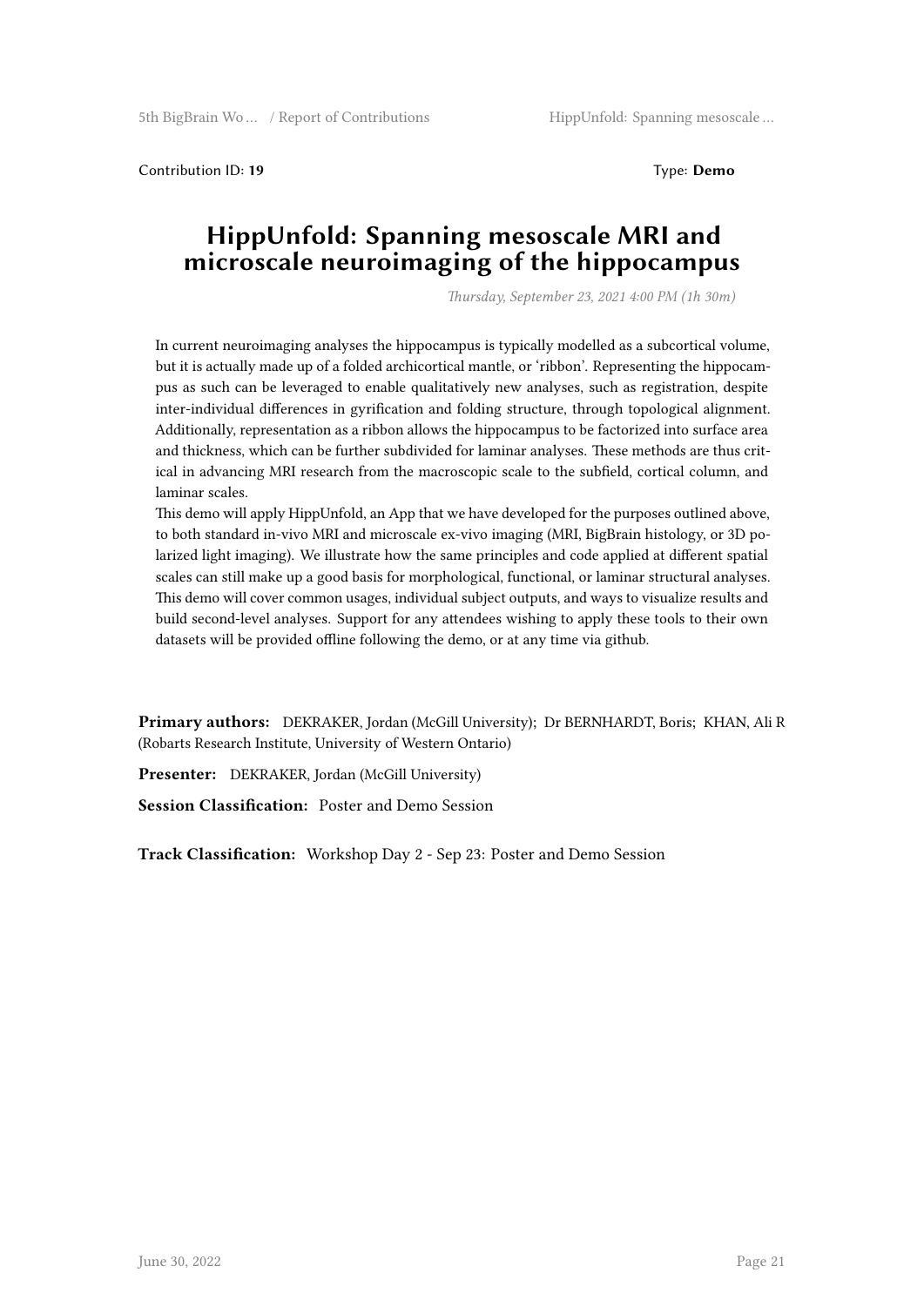Contribution ID: **19** Type: **Demo**

# HippUnfold: Spanning mesoscale MRI and microscale neuroimaging of the hippocampus

*Thursday, September 23, 2021 4:00 PM (1h 30m)*

In current neuroimaging analyses the hippocampus is typically modelled as a subcortical volume, but it is actually made up of a folded archicortical mantle, or 'ribbon'. Representing the hippocampus as such can be leveraged to enable qualitatively new analyses, such as registration, despite inter-individual differences in gyrification and folding structure, through topological alignment. Additionally, representation as a ribbon allows the hippocampus to be factorized into surface area and thickness, which can be further subdivided for laminar analyses. These methods are thus critical in advancing MRI research from the macroscopic scale to the subfield, cortical column, and laminar scales.

This demo will apply HippUnfold, an App that we have developed for the purposes outlined above, to both standard in-vivo MRI and microscale ex-vivo imaging (MRI, BigBrain histology, or 3D polarized light imaging). We illustrate how the same principles and code applied at different spatial scales can still make up a good basis for morphological, functional, or laminar structural analyses. This demo will cover common usages, individual subject outputs, and ways to visualize results and build second-level analyses. Support for any attendees wishing to apply these tools to their own datasets will be provided offline following the demo, or at any time via github.

**Primary authors:** DEKRAKER, Jordan (McGill University); Dr BERNHARDT, Boris; KHAN, Ali R (Robarts Research Institute, University of Western Ontario)

**Presenter:** DEKRAKER, Jordan (McGill University)

**Session Classification:** Poster and Demo Session

**Track Classification:** Workshop Day 2 - Sep 23: Poster and Demo Session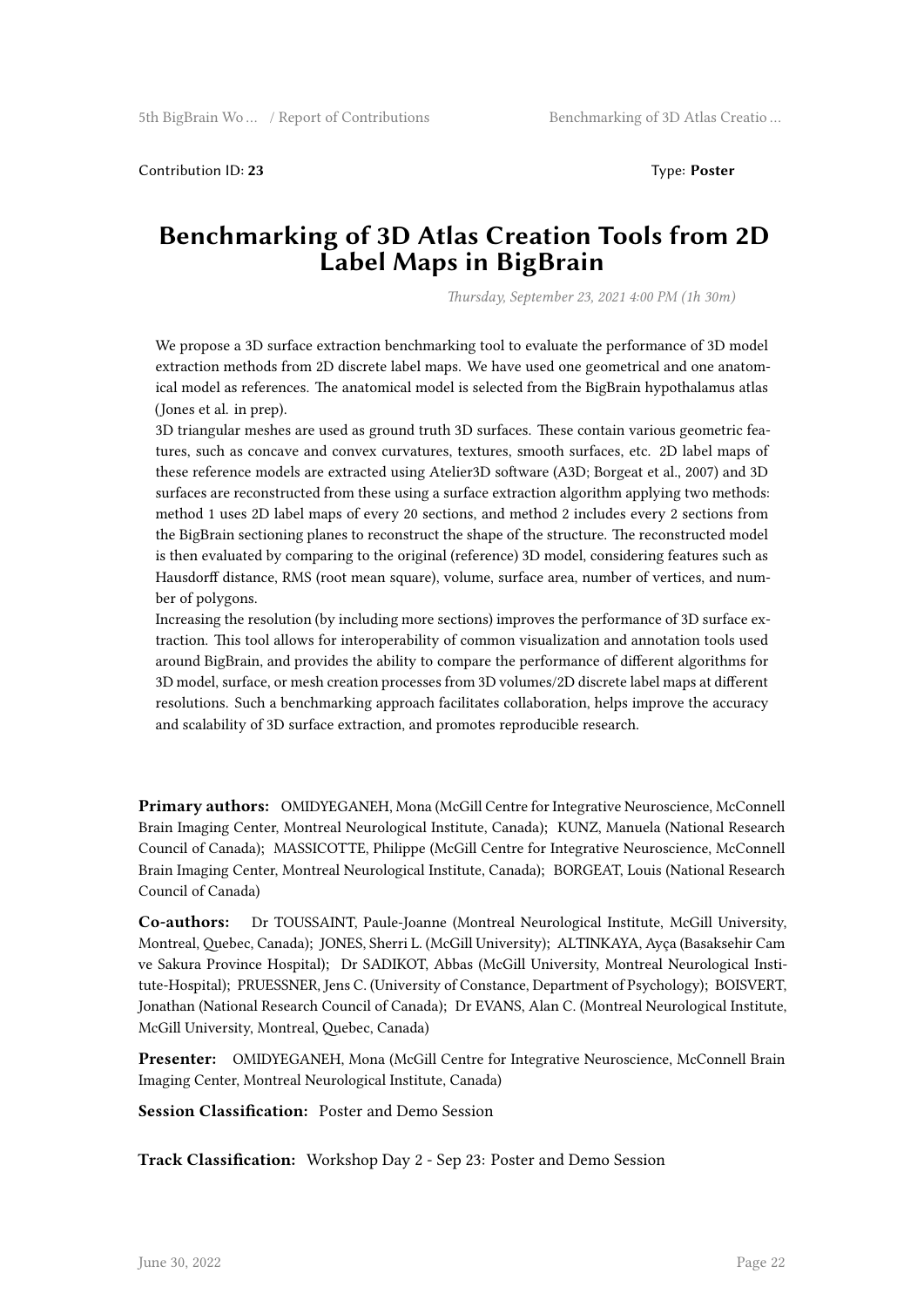Contribution ID: **23** Type: **Poster**

# Benchmarking of 3D Atlas Creation Tools from 2D Label Maps in BigBrain

*Thursday, September 23, 2021 4:00 PM (1h 30m)*

We propose a 3D surface extraction benchmarking tool to evaluate the performance of 3D model extraction methods from 2D discrete label maps. We have used one geometrical and one anatomical model as references. The anatomical model is selected from the BigBrain hypothalamus atlas (Jones et al. in prep).

3D triangular meshes are used as ground truth 3D surfaces. These contain various geometric features, such as concave and convex curvatures, textures, smooth surfaces, etc. 2D label maps of these reference models are extracted using Atelier3D software (A3D; Borgeat et al., 2007) and 3D surfaces are reconstructed from these using a surface extraction algorithm applying two methods: method 1 uses 2D label maps of every 20 sections, and method 2 includes every 2 sections from the BigBrain sectioning planes to reconstruct the shape of the structure. The reconstructed model is then evaluated by comparing to the original (reference) 3D model, considering features such as Hausdorff distance, RMS (root mean square), volume, surface area, number of vertices, and number of polygons.

Increasing the resolution (by including more sections) improves the performance of 3D surface extraction. This tool allows for interoperability of common visualization and annotation tools used around BigBrain, and provides the ability to compare the performance of different algorithms for 3D model, surface, or mesh creation processes from 3D volumes/2D discrete label maps at different resolutions. Such a benchmarking approach facilitates collaboration, helps improve the accuracy and scalability of 3D surface extraction, and promotes reproducible research.

**Primary authors:** OMIDYEGANEH, Mona (McGill Centre for Integrative Neuroscience, McConnell Brain Imaging Center, Montreal Neurological Institute, Canada); KUNZ, Manuela (National Research Council of Canada); MASSICOTTE, Philippe (McGill Centre for Integrative Neuroscience, McConnell Brain Imaging Center, Montreal Neurological Institute, Canada); BORGEAT, Louis (National Research Council of Canada)

**Co-authors:** Dr TOUSSAINT, Paule-Joanne (Montreal Neurological Institute, McGill University, Montreal, Quebec, Canada); JONES, Sherri L. (McGill University); ALTINKAYA, Ayça (Basaksehir Cam ve Sakura Province Hospital); Dr SADIKOT, Abbas (McGill University, Montreal Neurological Institute-Hospital); PRUESSNER, Jens C. (University of Constance, Department of Psychology); BOISVERT, Jonathan (National Research Council of Canada); Dr EVANS, Alan C. (Montreal Neurological Institute, McGill University, Montreal, Quebec, Canada)

**Presenter:** OMIDYEGANEH, Mona (McGill Centre for Integrative Neuroscience, McConnell Brain Imaging Center, Montreal Neurological Institute, Canada)

**Session Classification:** Poster and Demo Session

**Track Classification:** Workshop Day 2 - Sep 23: Poster and Demo Session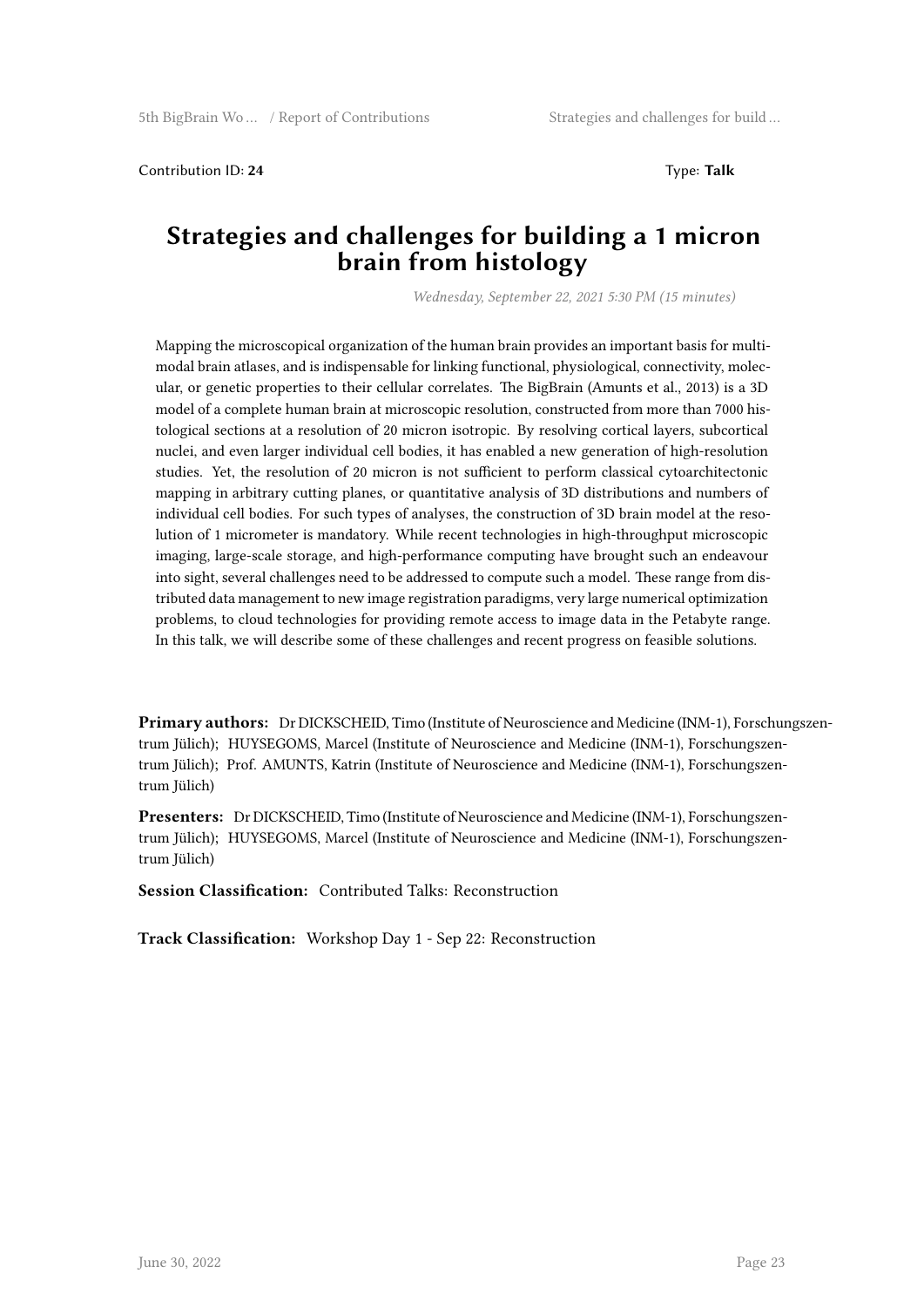Contribution ID: **24** Type: **Talk**

# Strategies and challenges for building a 1 micron brain from histology

*Wednesday, September 22, 2021 5:30 PM (15 minutes)*

Mapping the microscopical organization of the human brain provides an important basis for multi-modal brain atlases, and is indispensable for linking functional, physiological, connectivity, molecular, or genetic properties to their cellular correlates. The BigBrain (Amunts et al., 2013) is a 3D model of a complete human brain at microscopic resolution, constructed from more than 7000 histological sections at a resolution of 20 micron isotropic. By resolving cortical layers, subcortical nuclei, and even larger individual cell bodies, it has enabled a new generation of high-resolution studies. Yet, the resolution of 20 micron is not sufficient to perform classical cytoarchitectonic mapping in arbitrary cutting planes, or quantitative analysis of 3D distributions and numbers of individual cell bodies. For such types of analyses, the construction of 3D brain model at the resolution of 1 micrometer is mandatory. While recent technologies in high-throughput microscopic imaging, large-scale storage, and high-performance computing have brought such an endeavour into sight, several challenges need to be addressed to compute such a model. These range from distributed data management to new image registration paradigms, very large numerical optimization problems, to cloud technologies for providing remote access to image data in the Petabyte range. In this talk, we will describe some of these challenges and recent progress on feasible solutions.

**Primary authors:** Dr DICKSCHEID, Timo (Institute of Neuroscience and Medicine (INM-1), Forschungszentrum Jülich); HUYSEGOMS, Marcel (Institute of Neuroscience and Medicine (INM-1), Forschungszentrum Jülich); Prof. AMUNTS, Katrin (Institute of Neuroscience and Medicine (INM-1), Forschungszentrum Jülich)

**Presenters:** Dr DICKSCHEID, Timo (Institute of Neuroscience and Medicine (INM-1), Forschungszentrum Jülich); HUYSEGOMS, Marcel (Institute of Neuroscience and Medicine (INM-1), Forschungszentrum Jülich)

**Session Classification:** Contributed Talks: Reconstruction

**Track Classification:** Workshop Day 1 - Sep 22: Reconstruction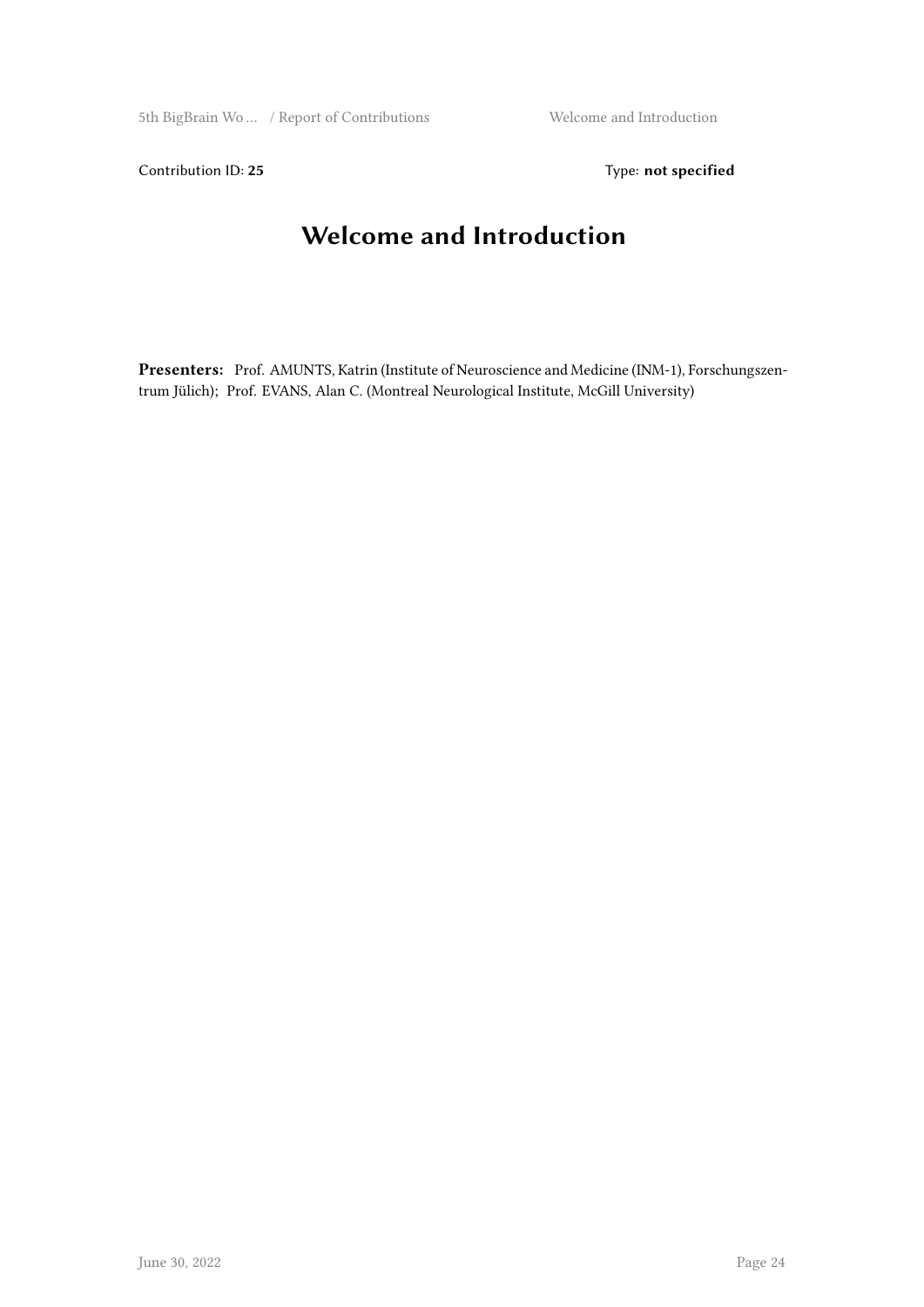Contribution ID: **25** Type: **not specified**

# Welcome and Introduction

**Presenters:** Prof. AMUNTS, Katrin (Institute of Neuroscience and Medicine (INM-1), Forschungszentrum Jülich); Prof. EVANS, Alan C. (Montreal Neurological Institute, McGill University)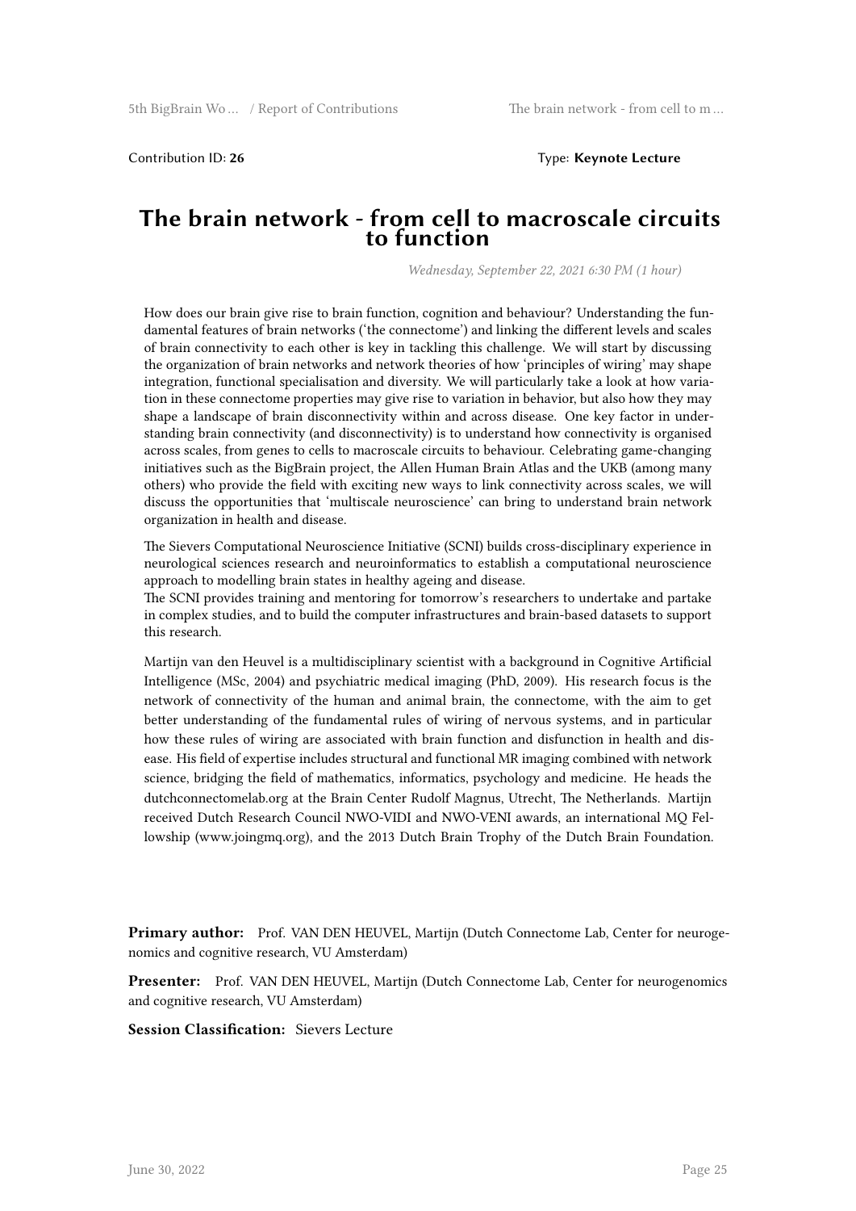Contribution ID: **26** Type: **Keynote Lecture**

# The brain network - from cell to macroscale circuits to function

*Wednesday, September 22, 2021 6:30 PM (1 hour)*

How does our brain give rise to brain function, cognition and behaviour? Understanding the fundamental features of brain networks ('the connectome') and linking the different levels and scales of brain connectivity to each other is key in tackling this challenge. We will start by discussing the organization of brain networks and network theories of how 'principles of wiring' may shape integration, functional specialisation and diversity. We will particularly take a look at how variation in these connectome properties may give rise to variation in behavior, but also how they may shape a landscape of brain disconnectivity within and across disease. One key factor in understanding brain connectivity (and disconnectivity) is to understand how connectivity is organised across scales, from genes to cells to macroscale circuits to behaviour. Celebrating game-changing initiatives such as the BigBrain project, the Allen Human Brain Atlas and the UKB (among many others) who provide the field with exciting new ways to link connectivity across scales, we will discuss the opportunities that 'multiscale neuroscience' can bring to understand brain network organization in health and disease.

The Sievers Computational Neuroscience Initiative (SCNI) builds cross-disciplinary experience in neurological sciences research and neuroinformatics to establish a computational neuroscience approach to modelling brain states in healthy ageing and disease.
The SCNI provides training and mentoring for tomorrow's researchers to undertake and partake in complex studies, and to build the computer infrastructures and brain-based datasets to support this research.

Martijn van den Heuvel is a multidisciplinary scientist with a background in Cognitive Artificial Intelligence (MSc, 2004) and psychiatric medical imaging (PhD, 2009). His research focus is the network of connectivity of the human and animal brain, the connectome, with the aim to get better understanding of the fundamental rules of wiring of nervous systems, and in particular how these rules of wiring are associated with brain function and disfunction in health and disease. His field of expertise includes structural and functional MR imaging combined with network science, bridging the field of mathematics, informatics, psychology and medicine. He heads the dutchconnectomelab.org at the Brain Center Rudolf Magnus, Utrecht, The Netherlands. Martijn received Dutch Research Council NWO-VIDI and NWO-VENI awards, an international MQ Fellowship (www.joingmq.org), and the 2013 Dutch Brain Trophy of the Dutch Brain Foundation.

**Primary author:** Prof. VAN DEN HEUVEL, Martijn (Dutch Connectome Lab, Center for neurogenomics and cognitive research, VU Amsterdam)

**Presenter:** Prof. VAN DEN HEUVEL, Martijn (Dutch Connectome Lab, Center for neurogenomics and cognitive research, VU Amsterdam)

**Session Classification:** Sievers Lecture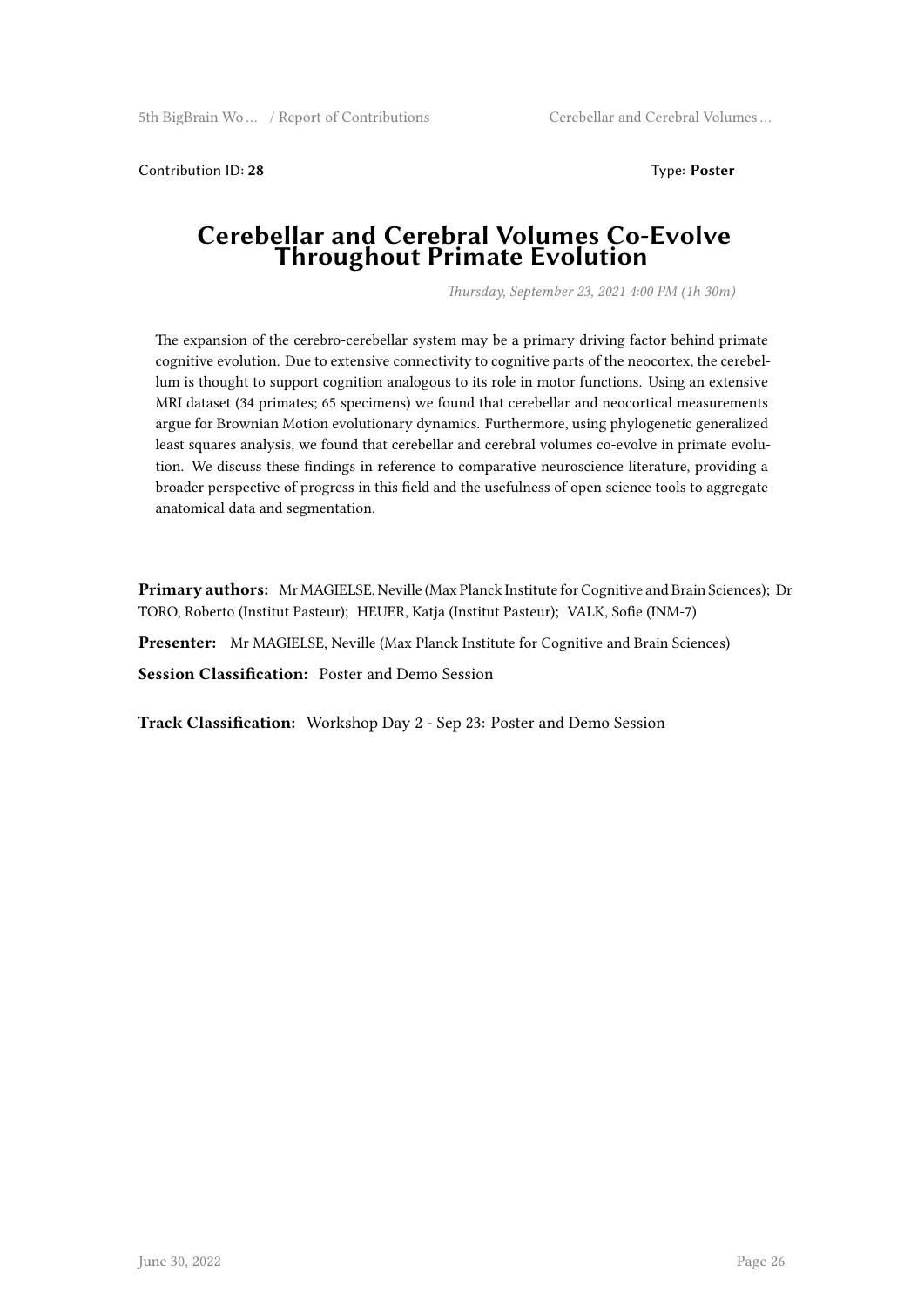Contribution ID: **28**

Type: **Poster**

# Cerebellar and Cerebral Volumes Co-Evolve Throughout Primate Evolution

*Thursday, September 23, 2021 4:00 PM (1h 30m)*

The expansion of the cerebro-cerebellar system may be a primary driving factor behind primate cognitive evolution. Due to extensive connectivity to cognitive parts of the neocortex, the cerebellum is thought to support cognition analogous to its role in motor functions. Using an extensive MRI dataset (34 primates; 65 specimens) we found that cerebellar and neocortical measurements argue for Brownian Motion evolutionary dynamics. Furthermore, using phylogenetic generalized least squares analysis, we found that cerebellar and cerebral volumes co-evolve in primate evolution. We discuss these findings in reference to comparative neuroscience literature, providing a broader perspective of progress in this field and the usefulness of open science tools to aggregate anatomical data and segmentation.

**Primary authors:** Mr MAGIELSE, Neville (Max Planck Institute for Cognitive and Brain Sciences); Dr TORO, Roberto (Institut Pasteur); HEUER, Katja (Institut Pasteur); VALK, Sofie (INM-7)

**Presenter:** Mr MAGIELSE, Neville (Max Planck Institute for Cognitive and Brain Sciences)

**Session Classification:** Poster and Demo Session

**Track Classification:** Workshop Day 2 - Sep 23: Poster and Demo Session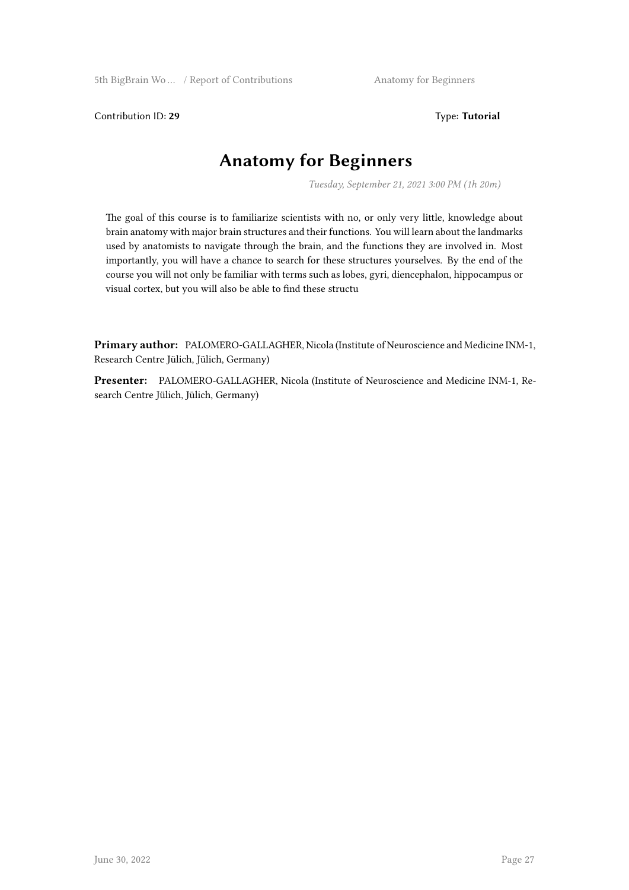Contribution ID: **29** Type: **Tutorial**

# Anatomy for Beginners

*Tuesday, September 21, 2021 3:00 PM (1h 20m)*

The goal of this course is to familiarize scientists with no, or only very little, knowledge about brain anatomy with major brain structures and their functions. You will learn about the landmarks used by anatomists to navigate through the brain, and the functions they are involved in. Most importantly, you will have a chance to search for these structures yourselves. By the end of the course you will not only be familiar with terms such as lobes, gyri, diencephalon, hippocampus or visual cortex, but you will also be able to find these structu

**Primary author:** PALOMERO-GALLAGHER, Nicola (Institute of Neuroscience and Medicine INM-1, Research Centre Jülich, Jülich, Germany)

**Presenter:** PALOMERO-GALLAGHER, Nicola (Institute of Neuroscience and Medicine INM-1, Research Centre Jülich, Jülich, Germany)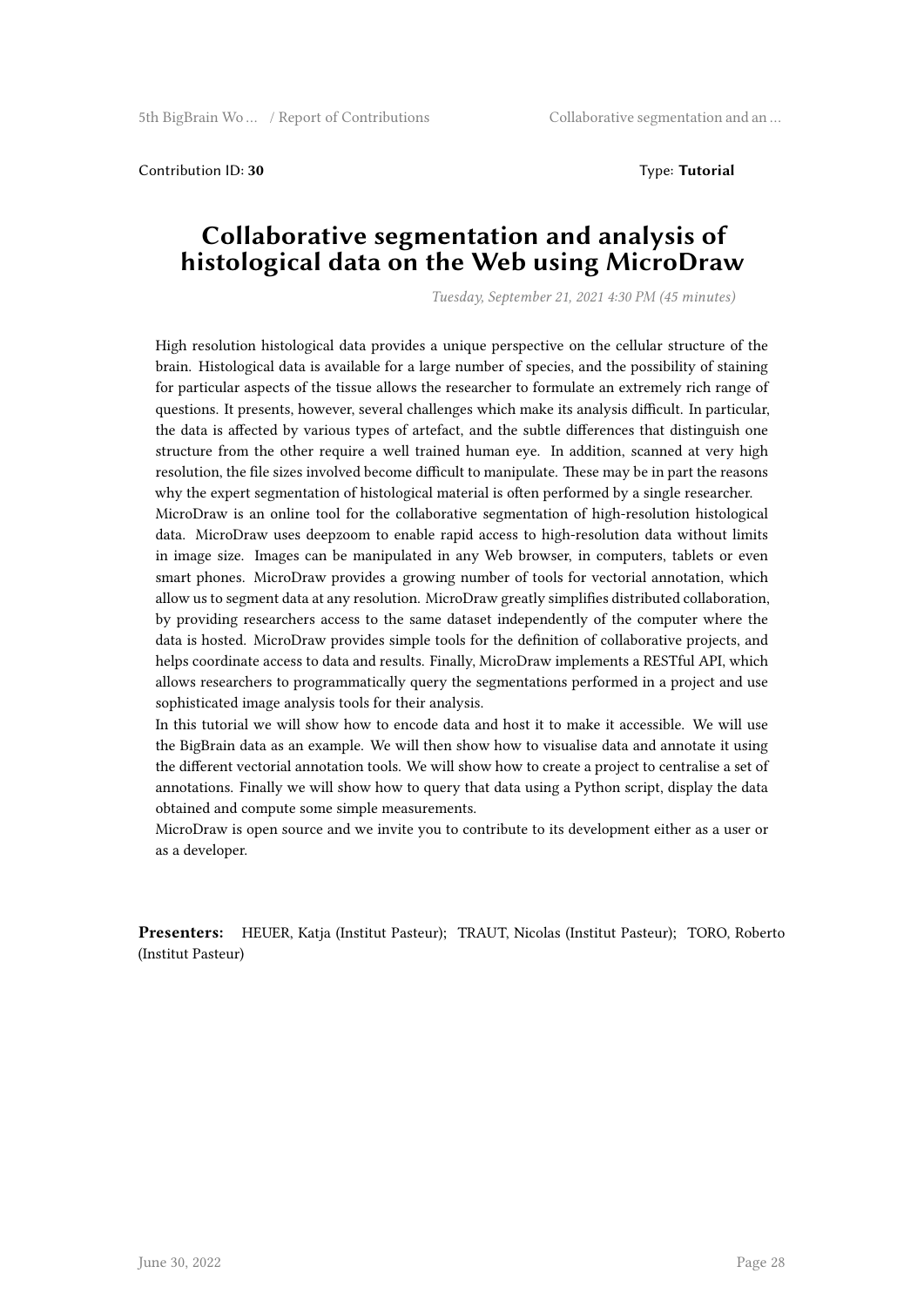Contribution ID: **30** Type: **Tutorial**

# Collaborative segmentation and analysis of histological data on the Web using MicroDraw

*Tuesday, September 21, 2021 4:30 PM (45 minutes)*

High resolution histological data provides a unique perspective on the cellular structure of the brain. Histological data is available for a large number of species, and the possibility of staining for particular aspects of the tissue allows the researcher to formulate an extremely rich range of questions. It presents, however, several challenges which make its analysis difficult. In particular, the data is affected by various types of artefact, and the subtle differences that distinguish one structure from the other require a well trained human eye. In addition, scanned at very high resolution, the file sizes involved become difficult to manipulate. These may be in part the reasons why the expert segmentation of histological material is often performed by a single researcher.

MicroDraw is an online tool for the collaborative segmentation of high-resolution histological data. MicroDraw uses deepzoom to enable rapid access to high-resolution data without limits in image size. Images can be manipulated in any Web browser, in computers, tablets or even smart phones. MicroDraw provides a growing number of tools for vectorial annotation, which allow us to segment data at any resolution. MicroDraw greatly simplifies distributed collaboration, by providing researchers access to the same dataset independently of the computer where the data is hosted. MicroDraw provides simple tools for the definition of collaborative projects, and helps coordinate access to data and results. Finally, MicroDraw implements a RESTful API, which allows researchers to programmatically query the segmentations performed in a project and use sophisticated image analysis tools for their analysis.

In this tutorial we will show how to encode data and host it to make it accessible. We will use the BigBrain data as an example. We will then show how to visualise data and annotate it using the different vectorial annotation tools. We will show how to create a project to centralise a set of annotations. Finally we will show how to query that data using a Python script, display the data obtained and compute some simple measurements.

MicroDraw is open source and we invite you to contribute to its development either as a user or as a developer.

**Presenters:** HEUER, Katja (Institut Pasteur); TRAUT, Nicolas (Institut Pasteur); TORO, Roberto (Institut Pasteur)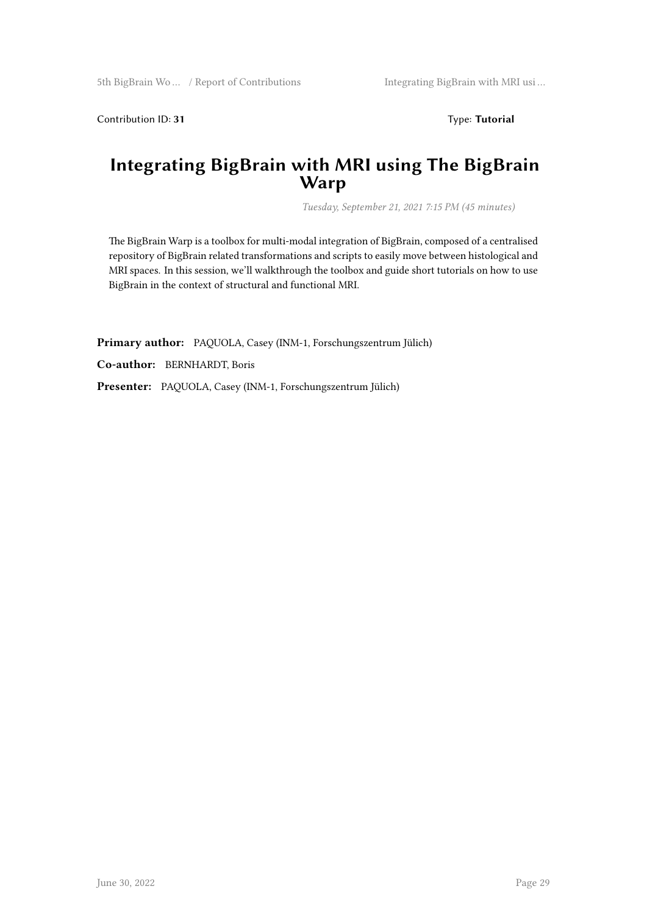Contribution ID: **31**

Type: **Tutorial**

# Integrating BigBrain with MRI using The BigBrain Warp

*Tuesday, September 21, 2021 7:15 PM (45 minutes)*

The BigBrain Warp is a toolbox for multi-modal integration of BigBrain, composed of a centralised repository of BigBrain related transformations and scripts to easily move between histological and MRI spaces. In this session, we'll walkthrough the toolbox and guide short tutorials on how to use BigBrain in the context of structural and functional MRI.

**Primary author:** PAQUOLA, Casey (INM-1, Forschungszentrum Jülich)

**Co-author:** BERNHARDT, Boris

**Presenter:** PAQUOLA, Casey (INM-1, Forschungszentrum Jülich)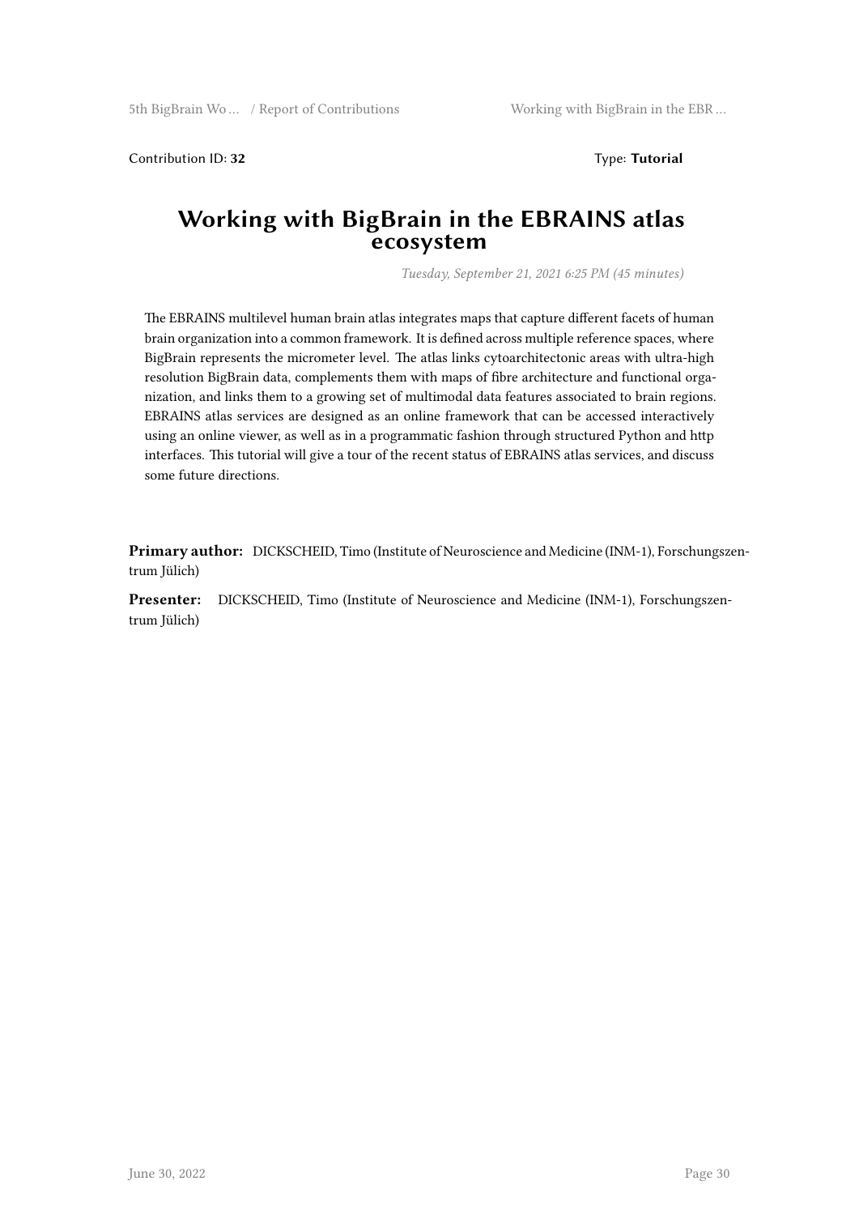Contribution ID: **32** Type: **Tutorial**

# Working with BigBrain in the EBRAINS atlas ecosystem

*Tuesday, September 21, 2021 6:25 PM (45 minutes)*

The EBRAINS multilevel human brain atlas integrates maps that capture different facets of human brain organization into a common framework. It is defined across multiple reference spaces, where BigBrain represents the micrometer level. The atlas links cytoarchitectonic areas with ultra-high resolution BigBrain data, complements them with maps of fibre architecture and functional organization, and links them to a growing set of multimodal data features associated to brain regions. EBRAINS atlas services are designed as an online framework that can be accessed interactively using an online viewer, as well as in a programmatic fashion through structured Python and http interfaces. This tutorial will give a tour of the recent status of EBRAINS atlas services, and discuss some future directions.

**Primary author:** DICKSCHEID, Timo (Institute of Neuroscience and Medicine (INM-1), Forschungszentrum Jülich)

**Presenter:** DICKSCHEID, Timo (Institute of Neuroscience and Medicine (INM-1), Forschungszentrum Jülich)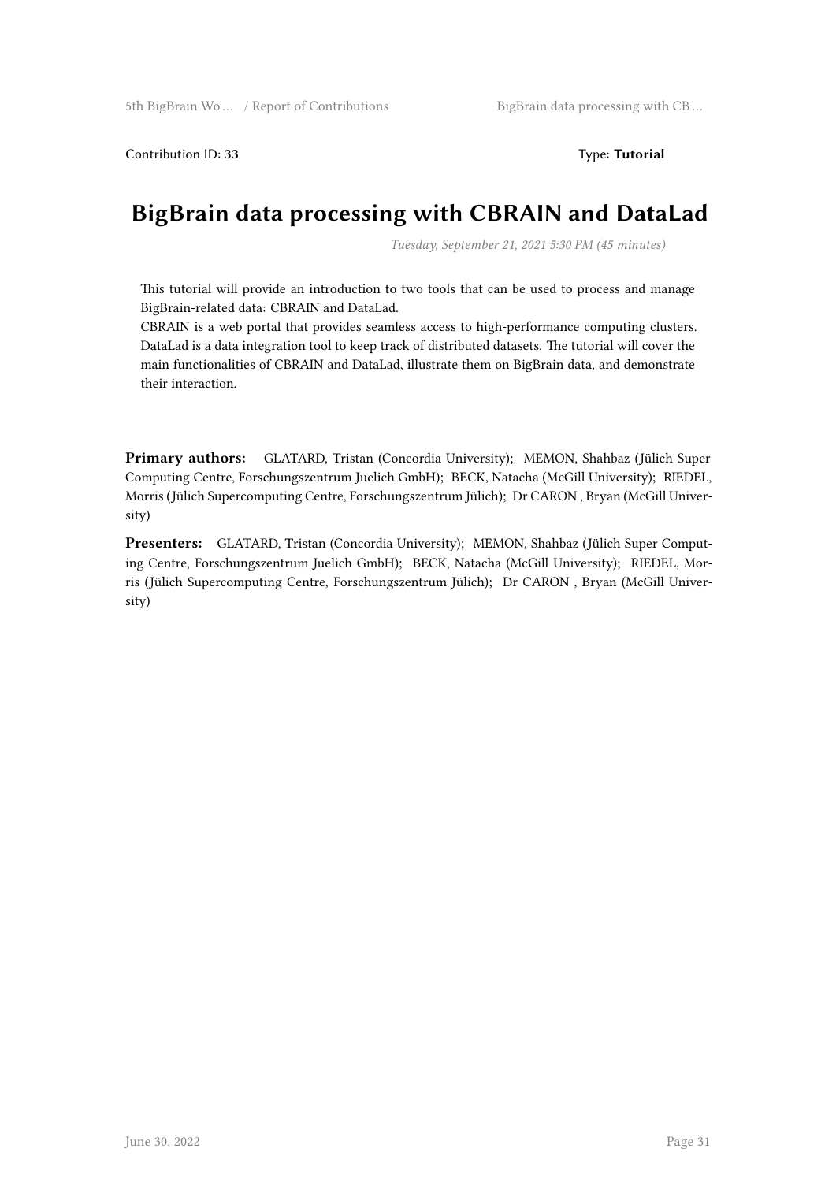Contribution ID: **33** Type: **Tutorial**

# BigBrain data processing with CBRAIN and DataLad

*Tuesday, September 21, 2021 5:30 PM (45 minutes)*

This tutorial will provide an introduction to two tools that can be used to process and manage BigBrain-related data: CBRAIN and DataLad.
CBRAIN is a web portal that provides seamless access to high-performance computing clusters. DataLad is a data integration tool to keep track of distributed datasets. The tutorial will cover the main functionalities of CBRAIN and DataLad, illustrate them on BigBrain data, and demonstrate their interaction.

**Primary authors:** GLATARD, Tristan (Concordia University); MEMON, Shahbaz (Jülich Super Computing Centre, Forschungszentrum Juelich GmbH); BECK, Natacha (McGill University); RIEDEL, Morris (Jülich Supercomputing Centre, Forschungszentrum Jülich); Dr CARON , Bryan (McGill University)

**Presenters:** GLATARD, Tristan (Concordia University); MEMON, Shahbaz (Jülich Super Computing Centre, Forschungszentrum Juelich GmbH); BECK, Natacha (McGill University); RIEDEL, Morris (Jülich Supercomputing Centre, Forschungszentrum Jülich); Dr CARON , Bryan (McGill University)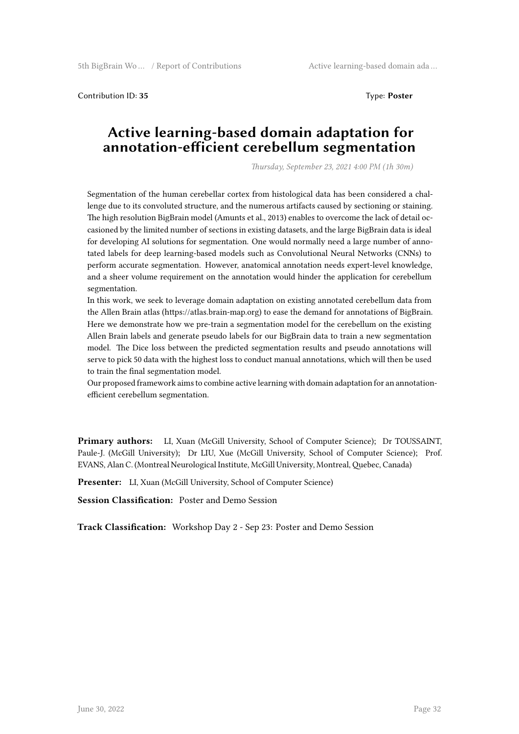Contribution ID: **35** Type: **Poster**

# Active learning-based domain adaptation for annotation-efficient cerebellum segmentation

*Thursday, September 23, 2021 4:00 PM (1h 30m)*

Segmentation of the human cerebellar cortex from histological data has been considered a challenge due to its convoluted structure, and the numerous artifacts caused by sectioning or staining. The high resolution BigBrain model (Amunts et al., 2013) enables to overcome the lack of detail occasioned by the limited number of sections in existing datasets, and the large BigBrain data is ideal for developing AI solutions for segmentation. One would normally need a large number of annotated labels for deep learning-based models such as Convolutional Neural Networks (CNNs) to perform accurate segmentation. However, anatomical annotation needs expert-level knowledge, and a sheer volume requirement on the annotation would hinder the application for cerebellum segmentation.

In this work, we seek to leverage domain adaptation on existing annotated cerebellum data from the Allen Brain atlas (https://atlas.brain-map.org) to ease the demand for annotations of BigBrain. Here we demonstrate how we pre-train a segmentation model for the cerebellum on the existing Allen Brain labels and generate pseudo labels for our BigBrain data to train a new segmentation model. The Dice loss between the predicted segmentation results and pseudo annotations will serve to pick 50 data with the highest loss to conduct manual annotations, which will then be used to train the final segmentation model.

Our proposed framework aims to combine active learning with domain adaptation for an annotation-efficient cerebellum segmentation.

**Primary authors:** LI, Xuan (McGill University, School of Computer Science); Dr TOUSSAINT, Paule-J. (McGill University); Dr LIU, Xue (McGill University, School of Computer Science); Prof. EVANS, Alan C. (Montreal Neurological Institute, McGill University, Montreal, Quebec, Canada)

**Presenter:** LI, Xuan (McGill University, School of Computer Science)

**Session Classification:** Poster and Demo Session

**Track Classification:** Workshop Day 2 - Sep 23: Poster and Demo Session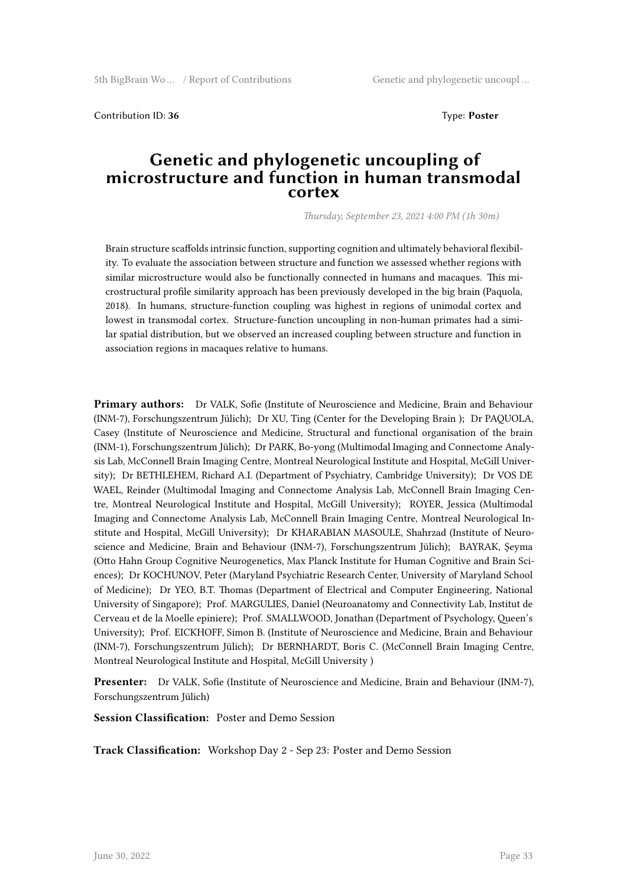Contribution ID: **36**

Type: **Poster**

# Genetic and phylogenetic uncoupling of microstructure and function in human transmodal cortex

*Thursday, September 23, 2021 4:00 PM (1h 30m)*

Brain structure scaffolds intrinsic function, supporting cognition and ultimately behavioral flexibility. To evaluate the association between structure and function we assessed whether regions with similar microstructure would also be functionally connected in humans and macaques. This microstructural profile similarity approach has been previously developed in the big brain (Paquola, 2018). In humans, structure-function coupling was highest in regions of unimodal cortex and lowest in transmodal cortex. Structure-function uncoupling in non-human primates had a similar spatial distribution, but we observed an increased coupling between structure and function in association regions in macaques relative to humans.

**Primary authors:** Dr VALK, Sofie (Institute of Neuroscience and Medicine, Brain and Behaviour (INM-7), Forschungszentrum Jülich); Dr XU, Ting (Center for the Developing Brain ); Dr PAQUOLA, Casey (Institute of Neuroscience and Medicine, Structural and functional organisation of the brain (INM-1), Forschungszentrum Jülich); Dr PARK, Bo-yong (Multimodal Imaging and Connectome Analysis Lab, McConnell Brain Imaging Centre, Montreal Neurological Institute and Hospital, McGill University); Dr BETHLEHEM, Richard A.I. (Department of Psychiatry, Cambridge University); Dr VOS DE WAEL, Reinder (Multimodal Imaging and Connectome Analysis Lab, McConnell Brain Imaging Centre, Montreal Neurological Institute and Hospital, McGill University); ROYER, Jessica (Multimodal Imaging and Connectome Analysis Lab, McConnell Brain Imaging Centre, Montreal Neurological Institute and Hospital, McGill University); Dr KHARABIAN MASOULE, Shahrzad (Institute of Neuroscience and Medicine, Brain and Behaviour (INM-7), Forschungszentrum Jülich); BAYRAK, Şeyma (Otto Hahn Group Cognitive Neurogenetics, Max Planck Institute for Human Cognitive and Brain Sciences); Dr KOCHUNOV, Peter (Maryland Psychiatric Research Center, University of Maryland School of Medicine); Dr YEO, B.T. Thomas (Department of Electrical and Computer Engineering, National University of Singapore); Prof. MARGULIES, Daniel (Neuroanatomy and Connectivity Lab, Institut de Cerveau et de la Moelle epiniere); Prof. SMALLWOOD, Jonathan (Department of Psychology, Queen's University); Prof. EICKHOFF, Simon B. (Institute of Neuroscience and Medicine, Brain and Behaviour (INM-7), Forschungszentrum Jülich); Dr BERNHARDT, Boris C. (McConnell Brain Imaging Centre, Montreal Neurological Institute and Hospital, McGill University )

**Presenter:** Dr VALK, Sofie (Institute of Neuroscience and Medicine, Brain and Behaviour (INM-7), Forschungszentrum Jülich)

**Session Classification:** Poster and Demo Session

**Track Classification:** Workshop Day 2 - Sep 23: Poster and Demo Session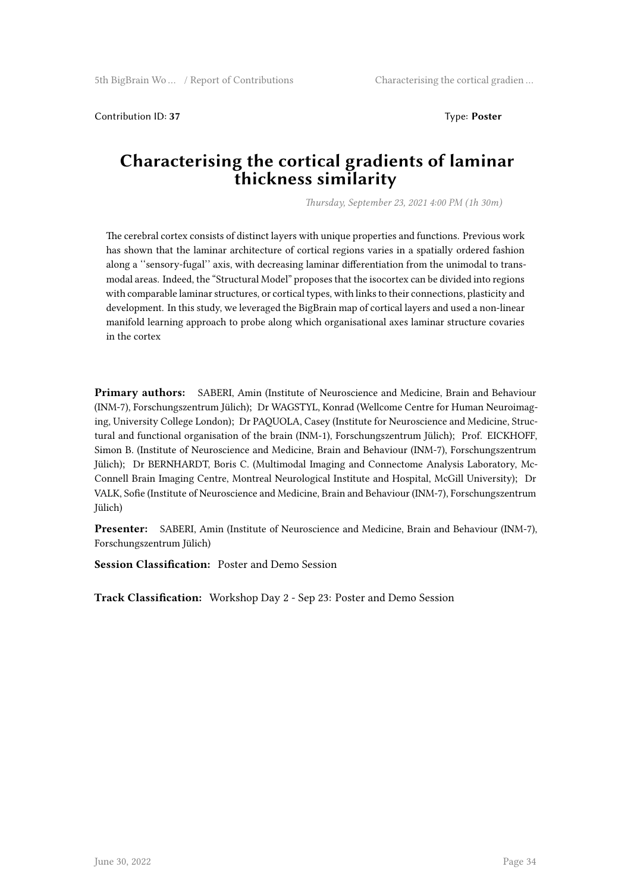Contribution ID: **37** Type: **Poster**

# Characterising the cortical gradients of laminar thickness similarity

*Thursday, September 23, 2021 4:00 PM (1h 30m)*

The cerebral cortex consists of distinct layers with unique properties and functions. Previous work has shown that the laminar architecture of cortical regions varies in a spatially ordered fashion along a ''sensory-fugal'' axis, with decreasing laminar differentiation from the unimodal to transmodal areas. Indeed, the "Structural Model" proposes that the isocortex can be divided into regions with comparable laminar structures, or cortical types, with links to their connections, plasticity and development. In this study, we leveraged the BigBrain map of cortical layers and used a non-linear manifold learning approach to probe along which organisational axes laminar structure covaries in the cortex

**Primary authors:** SABERI, Amin (Institute of Neuroscience and Medicine, Brain and Behaviour (INM-7), Forschungszentrum Jülich); Dr WAGSTYL, Konrad (Wellcome Centre for Human Neuroimaging, University College London); Dr PAQUOLA, Casey (Institute for Neuroscience and Medicine, Structural and functional organisation of the brain (INM-1), Forschungszentrum Jülich); Prof. EICKHOFF, Simon B. (Institute of Neuroscience and Medicine, Brain and Behaviour (INM-7), Forschungszentrum Jülich); Dr BERNHARDT, Boris C. (Multimodal Imaging and Connectome Analysis Laboratory, McConnell Brain Imaging Centre, Montreal Neurological Institute and Hospital, McGill University); Dr VALK, Sofie (Institute of Neuroscience and Medicine, Brain and Behaviour (INM-7), Forschungszentrum Jülich)

**Presenter:** SABERI, Amin (Institute of Neuroscience and Medicine, Brain and Behaviour (INM-7), Forschungszentrum Jülich)

**Session Classification:** Poster and Demo Session

**Track Classification:** Workshop Day 2 - Sep 23: Poster and Demo Session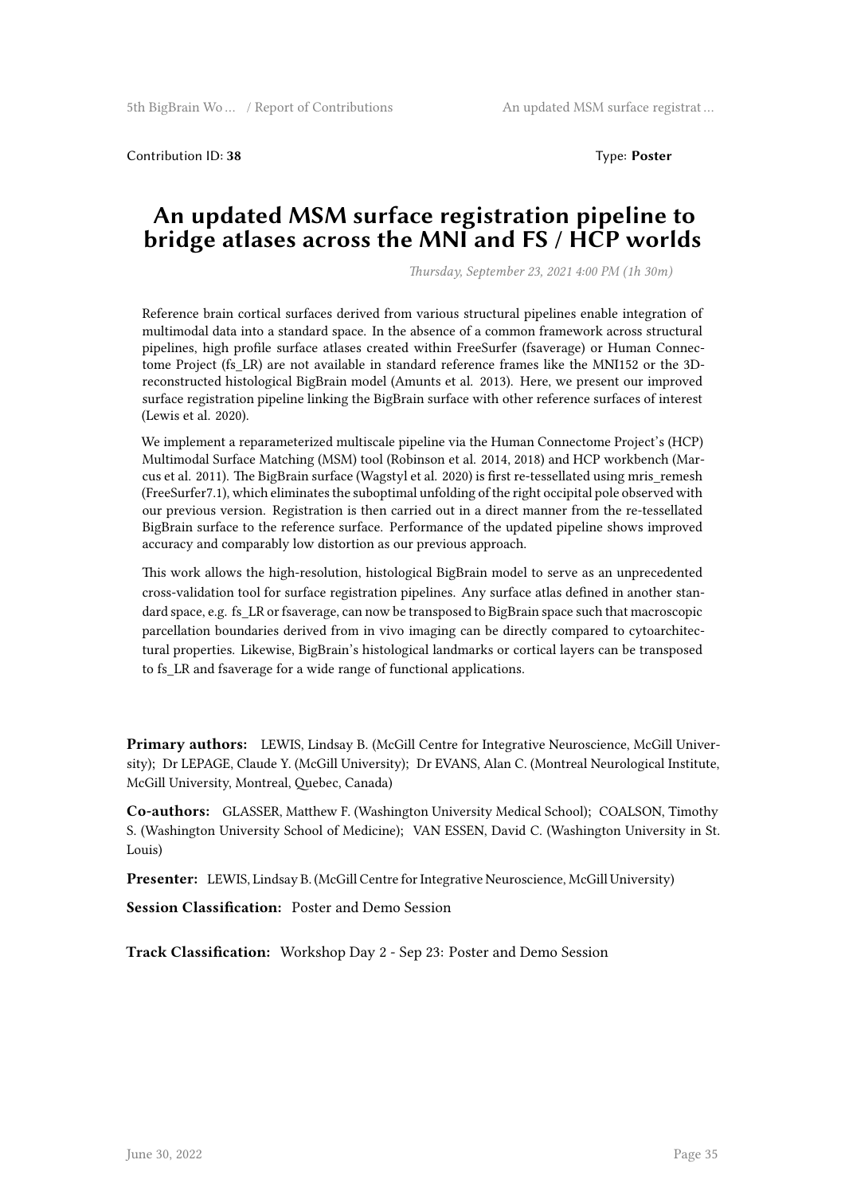Contribution ID: **38** Type: **Poster**

# An updated MSM surface registration pipeline to bridge atlases across the MNI and FS / HCP worlds

*Thursday, September 23, 2021 4:00 PM (1h 30m)*

Reference brain cortical surfaces derived from various structural pipelines enable integration of multimodal data into a standard space. In the absence of a common framework across structural pipelines, high profile surface atlases created within FreeSurfer (fsaverage) or Human Connectome Project (fs_LR) are not available in standard reference frames like the MNI152 or the 3D-reconstructed histological BigBrain model (Amunts et al. 2013). Here, we present our improved surface registration pipeline linking the BigBrain surface with other reference surfaces of interest (Lewis et al. 2020).

We implement a reparameterized multiscale pipeline via the Human Connectome Project's (HCP) Multimodal Surface Matching (MSM) tool (Robinson et al. 2014, 2018) and HCP workbench (Marcus et al. 2011). The BigBrain surface (Wagstyl et al. 2020) is first re-tessellated using mris_remesh (FreeSurfer7.1), which eliminates the suboptimal unfolding of the right occipital pole observed with our previous version. Registration is then carried out in a direct manner from the re-tessellated BigBrain surface to the reference surface. Performance of the updated pipeline shows improved accuracy and comparably low distortion as our previous approach.

This work allows the high-resolution, histological BigBrain model to serve as an unprecedented cross-validation tool for surface registration pipelines. Any surface atlas defined in another standard space, e.g. fs_LR or fsaverage, can now be transposed to BigBrain space such that macroscopic parcellation boundaries derived from in vivo imaging can be directly compared to cytoarchitectural properties. Likewise, BigBrain's histological landmarks or cortical layers can be transposed to fs_LR and fsaverage for a wide range of functional applications.

**Primary authors:** LEWIS, Lindsay B. (McGill Centre for Integrative Neuroscience, McGill University); Dr LEPAGE, Claude Y. (McGill University); Dr EVANS, Alan C. (Montreal Neurological Institute, McGill University, Montreal, Quebec, Canada)

**Co-authors:** GLASSER, Matthew F. (Washington University Medical School); COALSON, Timothy S. (Washington University School of Medicine); VAN ESSEN, David C. (Washington University in St. Louis)

**Presenter:** LEWIS, Lindsay B. (McGill Centre for Integrative Neuroscience, McGill University)

**Session Classification:** Poster and Demo Session

**Track Classification:** Workshop Day 2 - Sep 23: Poster and Demo Session